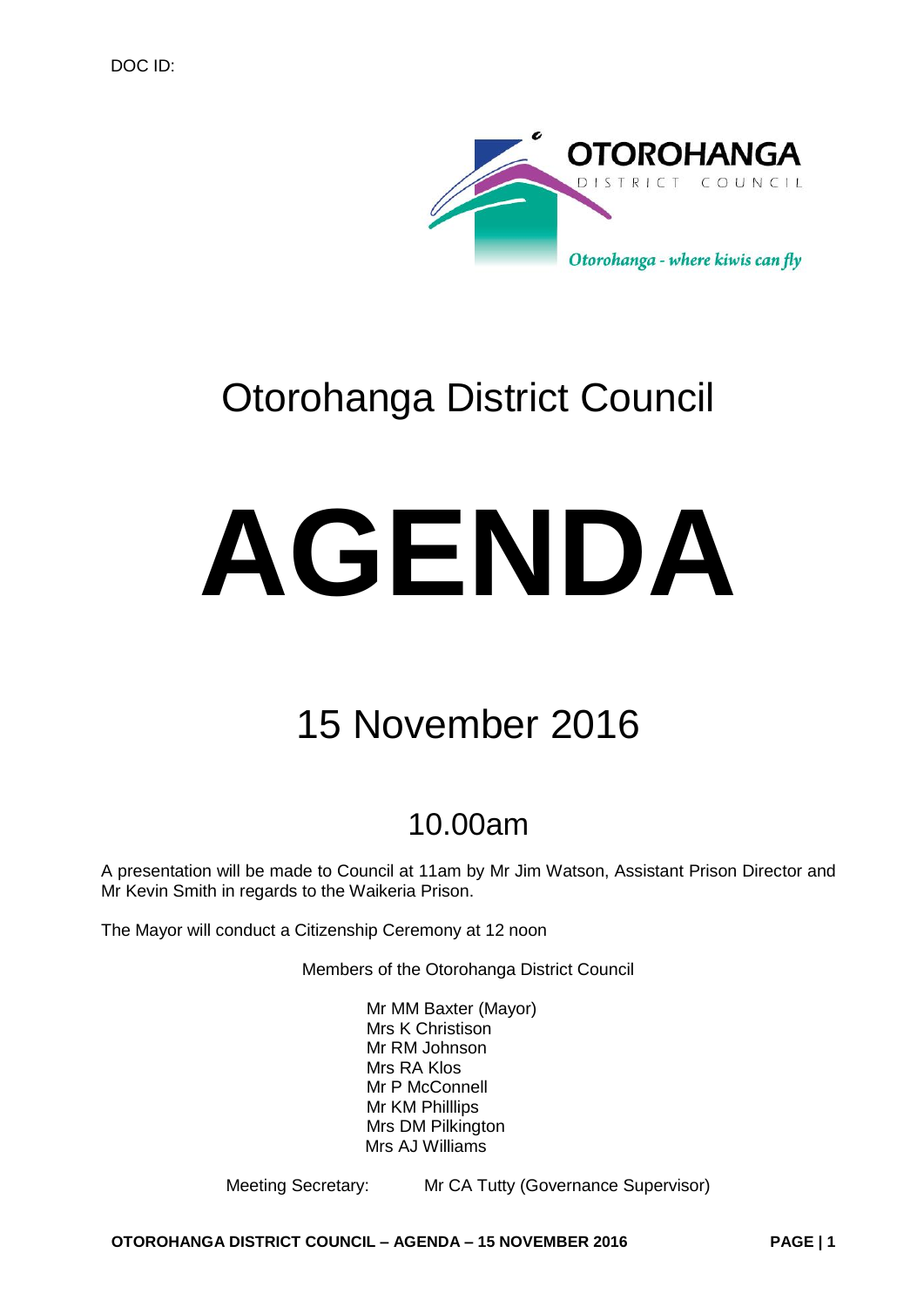DOC ID:

OTOROHANGA DISTRICT COUNCIL

*Otorohanga - where kiwis can fly*

# Otorohanga District Council

# AGENDA

## 15 November 2016

### 10.00am

A presentation will be made to Council at 11am by Mr Jim Watson, Assistant Prison Director and Mr Kevin Smith in regards to the Waikeria Prison.

The Mayor will conduct a Citizenship Ceremony at 12 noon

Members of the Otorohanga District Council

Mr MM Baxter (Mayor)
Mrs K Christison
Mr RM Johnson
Mrs RA Klos
Mr P McConnell
Mr KM Philllips
Mrs DM Pilkington
Mrs AJ Williams

Meeting Secretary: Mr CA Tutty (Governance Supervisor)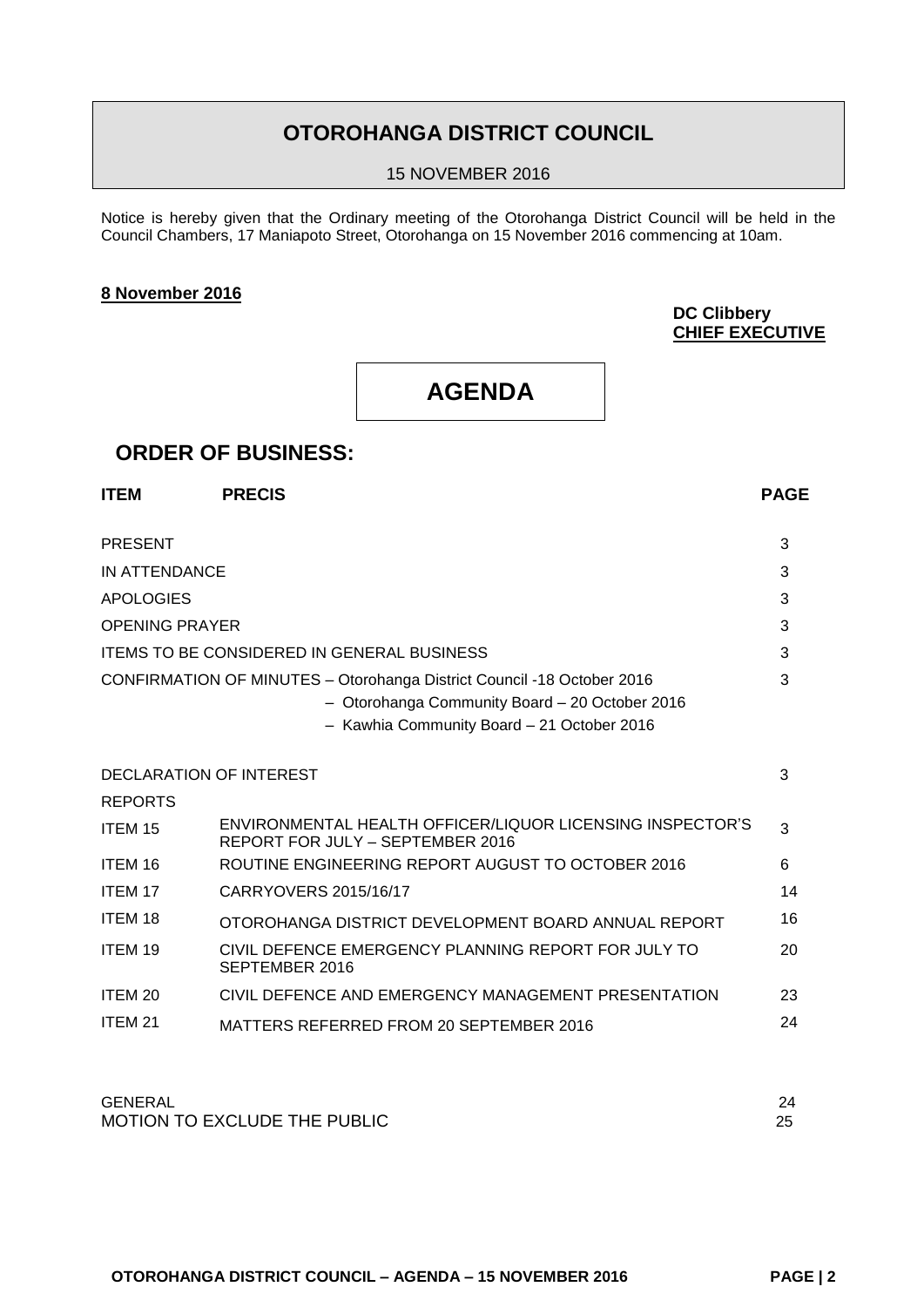# OTOROHANGA DISTRICT COUNCIL

15 NOVEMBER 2016

Notice is hereby given that the Ordinary meeting of the Otorohanga District Council will be held in the Council Chambers, 17 Maniapoto Street, Otorohanga on 15 November 2016 commencing at 10am.

**8 November 2016**

**DC Clibbery**
**CHIEF EXECUTIVE**

# AGENDA

## ORDER OF BUSINESS:

| ITEM | PRECIS | PAGE |
|---|---|---|
| PRESENT | | 3 |
| IN ATTENDANCE | | 3 |
| APOLOGIES | | 3 |
| OPENING PRAYER | | 3 |
| ITEMS TO BE CONSIDERED IN GENERAL BUSINESS | | 3 |
| CONFIRMATION OF MINUTES – Otorohanga District Council -18 October 2016<br>– Otorohanga Community Board – 20 October 2016<br>– Kawhia Community Board – 21 October 2016 | | 3 |
| DECLARATION OF INTEREST | | 3 |
| REPORTS | | |
| ITEM 15 | ENVIRONMENTAL HEALTH OFFICER/LIQUOR LICENSING INSPECTOR'S REPORT FOR JULY – SEPTEMBER 2016 | 3 |
| ITEM 16 | ROUTINE ENGINEERING REPORT AUGUST TO OCTOBER 2016 | 6 |
| ITEM 17 | CARRYOVERS 2015/16/17 | 14 |
| ITEM 18 | OTOROHANGA DISTRICT DEVELOPMENT BOARD ANNUAL REPORT | 16 |
| ITEM 19 | CIVIL DEFENCE EMERGENCY PLANNING REPORT FOR JULY TO SEPTEMBER 2016 | 20 |
| ITEM 20 | CIVIL DEFENCE AND EMERGENCY MANAGEMENT PRESENTATION | 23 |
| ITEM 21 | MATTERS REFERRED FROM 20 SEPTEMBER 2016 | 24 |
| GENERAL | | 24 |
| MOTION TO EXCLUDE THE PUBLIC | | 25 |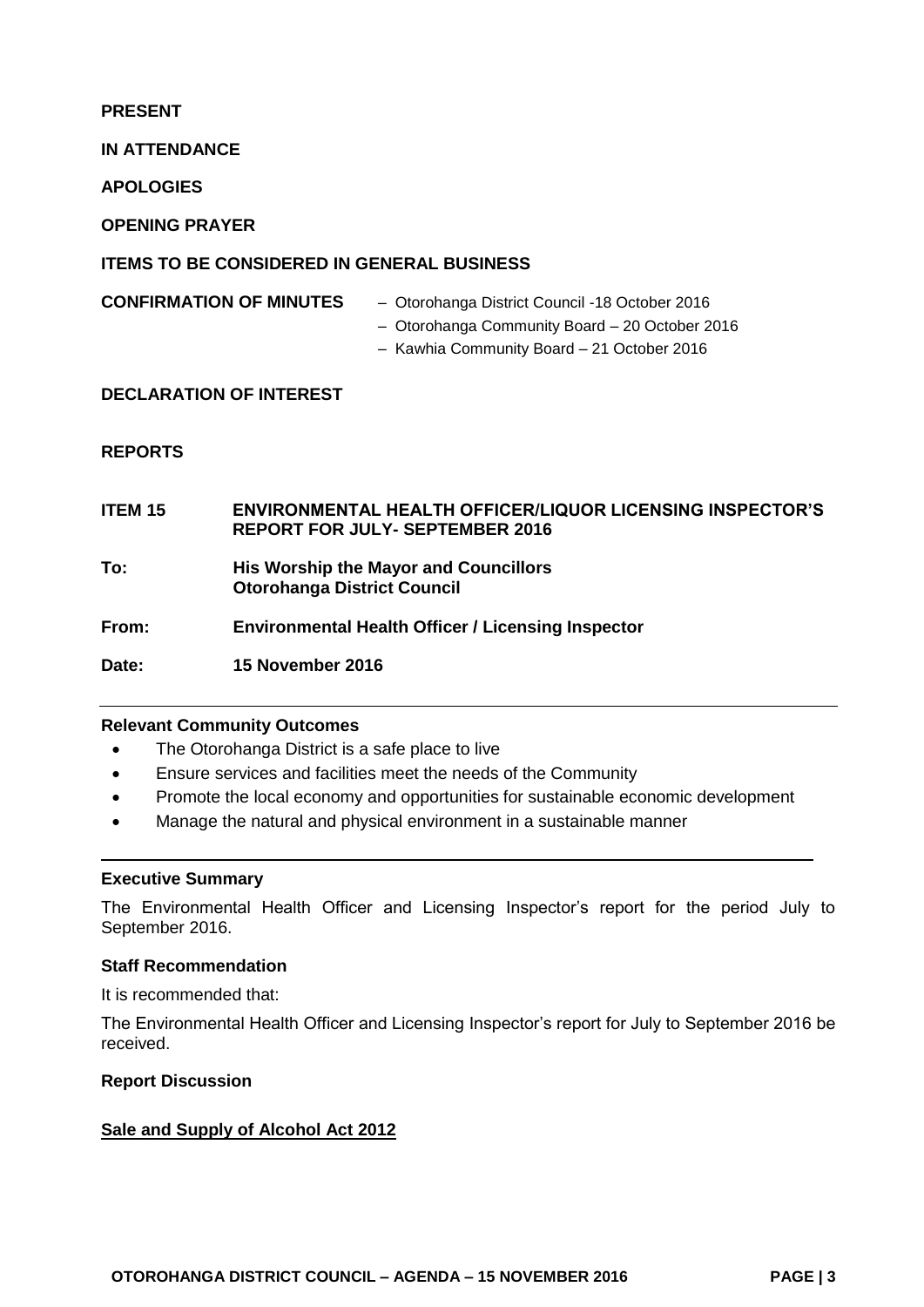**PRESENT**

**IN ATTENDANCE**

**APOLOGIES**

**OPENING PRAYER**

**ITEMS TO BE CONSIDERED IN GENERAL BUSINESS**

**CONFIRMATION OF MINUTES**

- Otorohanga District Council -18 October 2016
- Otorohanga Community Board – 20 October 2016
- Kawhia Community Board – 21 October 2016

**DECLARATION OF INTEREST**

**REPORTS**

**ITEM 15 ENVIRONMENTAL HEALTH OFFICER/LIQUOR LICENSING INSPECTOR'S REPORT FOR JULY- SEPTEMBER 2016**

**To:** **His Worship the Mayor and Councillors**
**Otorohanga District Council**

**From:** **Environmental Health Officer / Licensing Inspector**

**Date:** **15 November 2016**

---

**Relevant Community Outcomes**

- The Otorohanga District is a safe place to live
- Ensure services and facilities meet the needs of the Community
- Promote the local economy and opportunities for sustainable economic development
- Manage the natural and physical environment in a sustainable manner

---

**Executive Summary**

The Environmental Health Officer and Licensing Inspector's report for the period July to September 2016.

**Staff Recommendation**

It is recommended that:

The Environmental Health Officer and Licensing Inspector's report for July to September 2016 be received.

**Report Discussion**

**Sale and Supply of Alcohol Act 2012**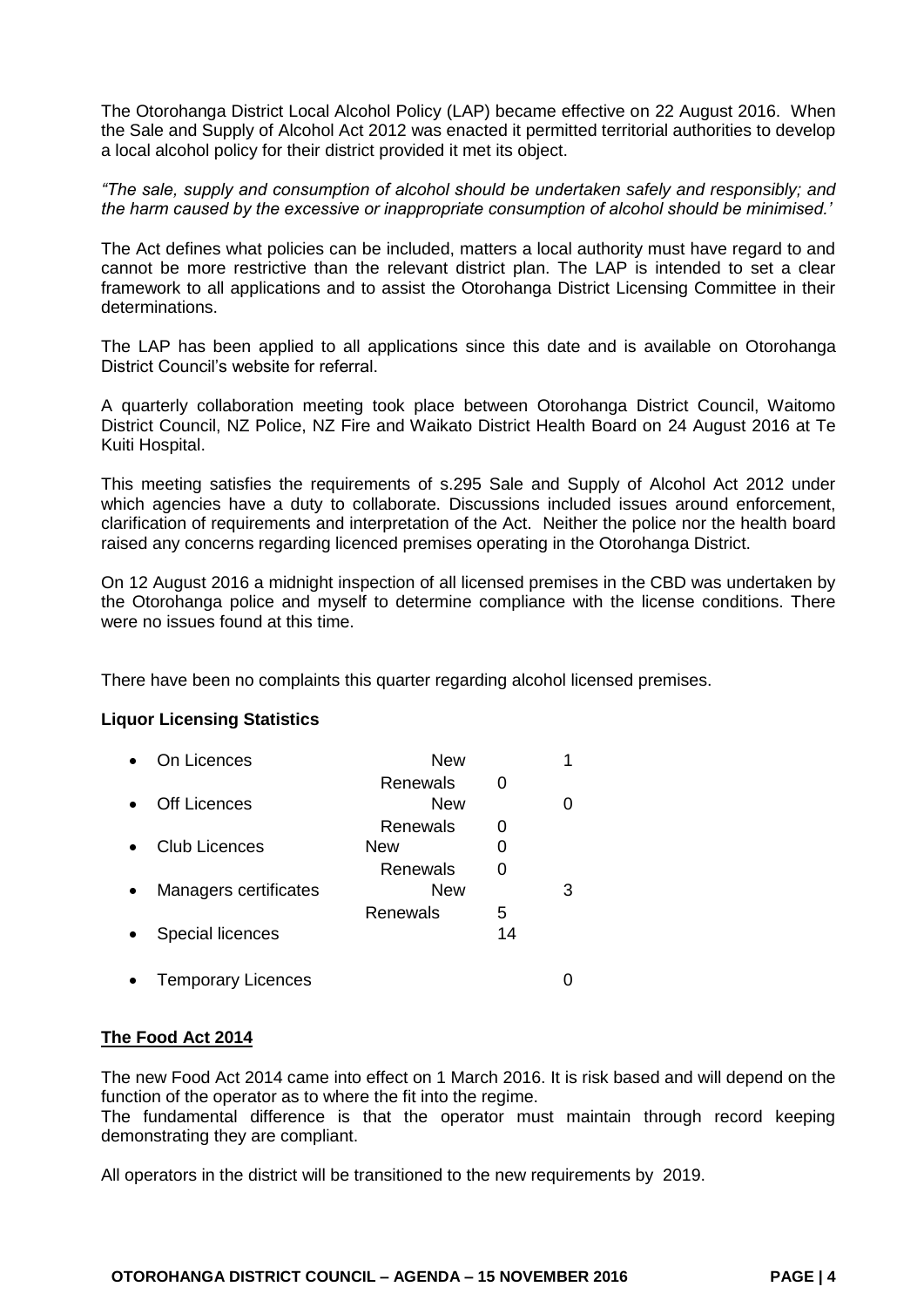The Otorohanga District Local Alcohol Policy (LAP) became effective on 22 August 2016. When the Sale and Supply of Alcohol Act 2012 was enacted it permitted territorial authorities to develop a local alcohol policy for their district provided it met its object.

*"The sale, supply and consumption of alcohol should be undertaken safely and responsibly; and the harm caused by the excessive or inappropriate consumption of alcohol should be minimised.'*

The Act defines what policies can be included, matters a local authority must have regard to and cannot be more restrictive than the relevant district plan. The LAP is intended to set a clear framework to all applications and to assist the Otorohanga District Licensing Committee in their determinations.

The LAP has been applied to all applications since this date and is available on Otorohanga District Council's website for referral.

A quarterly collaboration meeting took place between Otorohanga District Council, Waitomo District Council, NZ Police, NZ Fire and Waikato District Health Board on 24 August 2016 at Te Kuiti Hospital.

This meeting satisfies the requirements of s.295 Sale and Supply of Alcohol Act 2012 under which agencies have a duty to collaborate. Discussions included issues around enforcement, clarification of requirements and interpretation of the Act. Neither the police nor the health board raised any concerns regarding licenced premises operating in the Otorohanga District.

On 12 August 2016 a midnight inspection of all licensed premises in the CBD was undertaken by the Otorohanga police and myself to determine compliance with the license conditions. There were no issues found at this time.

There have been no complaints this quarter regarding alcohol licensed premises.

**Liquor Licensing Statistics**

| | | | |
|---|---|---|---|
| • On Licences | New | | 1 |
| | Renewals | 0 | |
| • Off Licences | New | | 0 |
| | Renewals | 0 | |
| • Club Licences | New | 0 | |
| | Renewals | 0 | |
| • Managers certificates | New | | 3 |
| | Renewals | 5 | |
| • Special licences | | 14 | |
| • Temporary Licences | | | 0 |

**The Food Act 2014**

The new Food Act 2014 came into effect on 1 March 2016. It is risk based and will depend on the function of the operator as to where the fit into the regime.
The fundamental difference is that the operator must maintain through record keeping demonstrating they are compliant.

All operators in the district will be transitioned to the new requirements by 2019.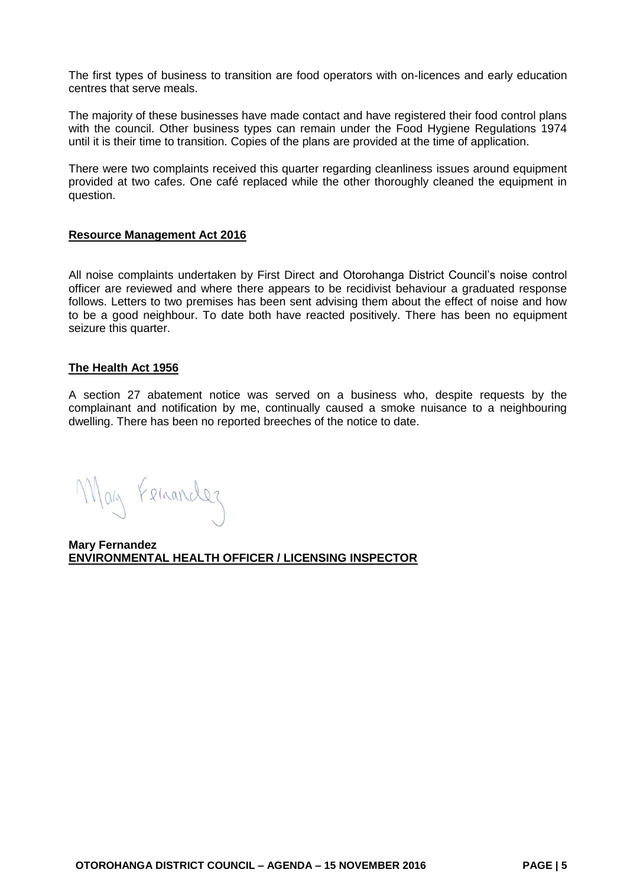The first types of business to transition are food operators with on-licences and early education centres that serve meals.

The majority of these businesses have made contact and have registered their food control plans with the council. Other business types can remain under the Food Hygiene Regulations 1974 until it is their time to transition. Copies of the plans are provided at the time of application.

There were two complaints received this quarter regarding cleanliness issues around equipment provided at two cafes. One café replaced while the other thoroughly cleaned the equipment in question.

**Resource Management Act 2016**

All noise complaints undertaken by First Direct and Otorohanga District Council's noise control officer are reviewed and where there appears to be recidivist behaviour a graduated response follows. Letters to two premises has been sent advising them about the effect of noise and how to be a good neighbour. To date both have reacted positively. There has been no equipment seizure this quarter.

**The Health Act 1956**

A section 27 abatement notice was served on a business who, despite requests by the complainant and notification by me, continually caused a smoke nuisance to a neighbouring dwelling. There has been no reported breeches of the notice to date.

Mary Fernandez

**Mary Fernandez**
**ENVIRONMENTAL HEALTH OFFICER / LICENSING INSPECTOR**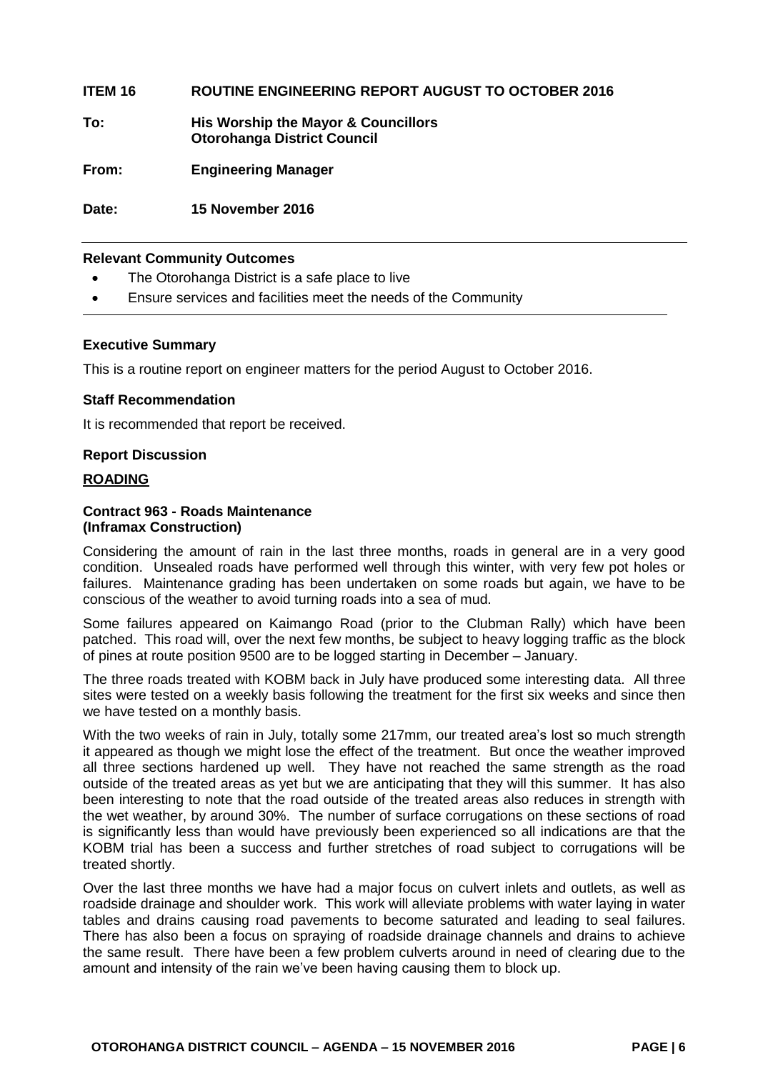**ITEM 16 ROUTINE ENGINEERING REPORT AUGUST TO OCTOBER 2016**

**To:** **His Worship the Mayor & Councillors**
**Otorohanga District Council**

**From:** **Engineering Manager**

**Date:** **15 November 2016**

---

**Relevant Community Outcomes**

- The Otorohanga District is a safe place to live
- Ensure services and facilities meet the needs of the Community

---

**Executive Summary**

This is a routine report on engineer matters for the period August to October 2016.

**Staff Recommendation**

It is recommended that report be received.

**Report Discussion**

**<u>ROADING</u>**

**Contract 963 - Roads Maintenance**
**(Inframax Construction)**

Considering the amount of rain in the last three months, roads in general are in a very good condition. Unsealed roads have performed well through this winter, with very few pot holes or failures. Maintenance grading has been undertaken on some roads but again, we have to be conscious of the weather to avoid turning roads into a sea of mud.

Some failures appeared on Kaimango Road (prior to the Clubman Rally) which have been patched. This road will, over the next few months, be subject to heavy logging traffic as the block of pines at route position 9500 are to be logged starting in December – January.

The three roads treated with KOBM back in July have produced some interesting data. All three sites were tested on a weekly basis following the treatment for the first six weeks and since then we have tested on a monthly basis.

With the two weeks of rain in July, totally some 217mm, our treated area's lost so much strength it appeared as though we might lose the effect of the treatment. But once the weather improved all three sections hardened up well. They have not reached the same strength as the road outside of the treated areas as yet but we are anticipating that they will this summer. It has also been interesting to note that the road outside of the treated areas also reduces in strength with the wet weather, by around 30%. The number of surface corrugations on these sections of road is significantly less than would have previously been experienced so all indications are that the KOBM trial has been a success and further stretches of road subject to corrugations will be treated shortly.

Over the last three months we have had a major focus on culvert inlets and outlets, as well as roadside drainage and shoulder work. This work will alleviate problems with water laying in water tables and drains causing road pavements to become saturated and leading to seal failures. There has also been a focus on spraying of roadside drainage channels and drains to achieve the same result. There have been a few problem culverts around in need of clearing due to the amount and intensity of the rain we've been having causing them to block up.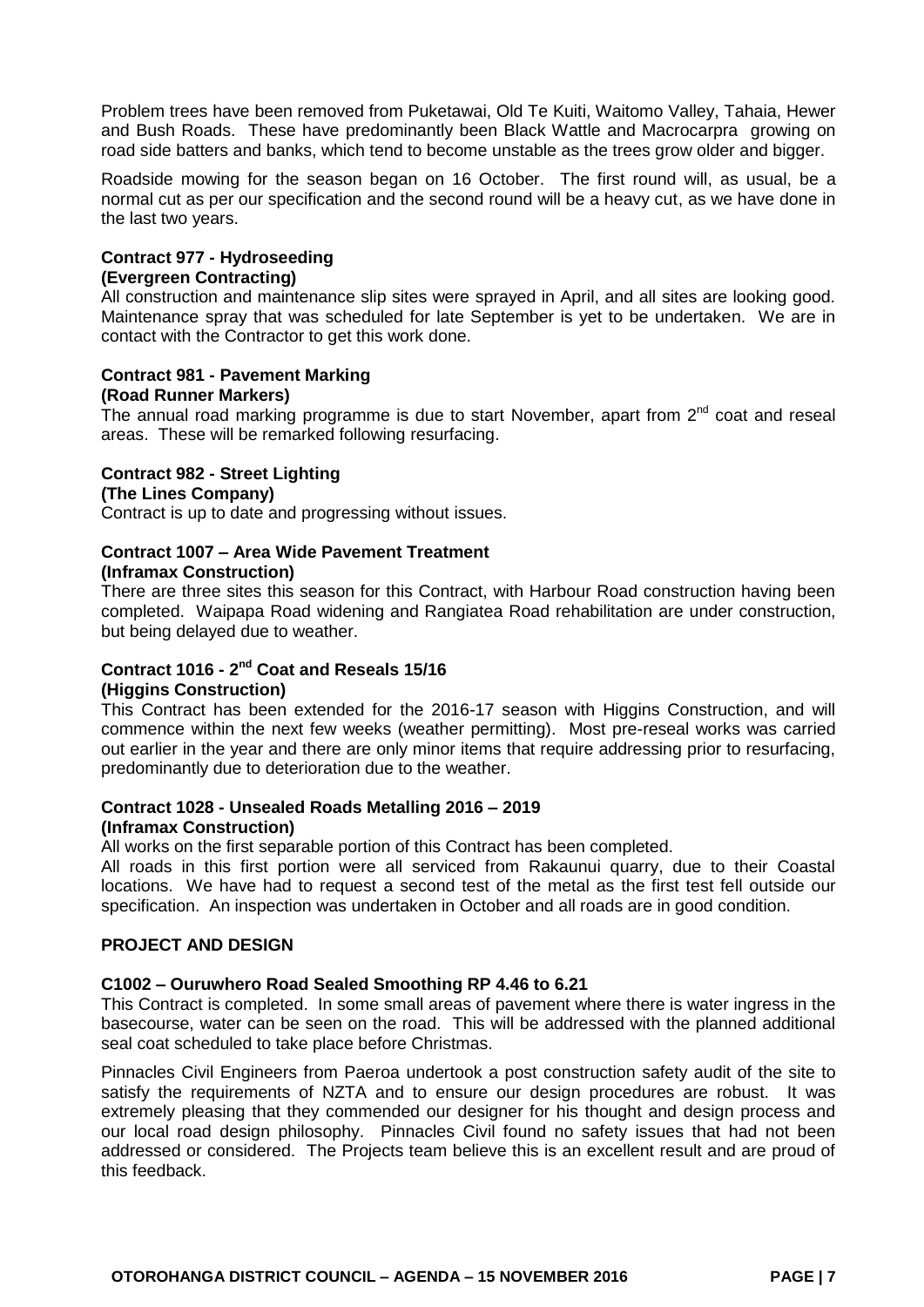Problem trees have been removed from Puketawai, Old Te Kuiti, Waitomo Valley, Tahaia, Hewer and Bush Roads. These have predominantly been Black Wattle and Macrocarpra growing on road side batters and banks, which tend to become unstable as the trees grow older and bigger.

Roadside mowing for the season began on 16 October. The first round will, as usual, be a normal cut as per our specification and the second round will be a heavy cut, as we have done in the last two years.

**Contract 977 - Hydroseeding**
**(Evergreen Contracting)**

All construction and maintenance slip sites were sprayed in April, and all sites are looking good. Maintenance spray that was scheduled for late September is yet to be undertaken. We are in contact with the Contractor to get this work done.

**Contract 981 - Pavement Marking**
**(Road Runner Markers)**

The annual road marking programme is due to start November, apart from 2nd coat and reseal areas. These will be remarked following resurfacing.

**Contract 982 - Street Lighting**
**(The Lines Company)**

Contract is up to date and progressing without issues.

**Contract 1007 – Area Wide Pavement Treatment**
**(Inframax Construction)**

There are three sites this season for this Contract, with Harbour Road construction having been completed. Waipapa Road widening and Rangiatea Road rehabilitation are under construction, but being delayed due to weather.

**Contract 1016 - 2nd Coat and Reseals 15/16**
**(Higgins Construction)**

This Contract has been extended for the 2016-17 season with Higgins Construction, and will commence within the next few weeks (weather permitting). Most pre-reseal works was carried out earlier in the year and there are only minor items that require addressing prior to resurfacing, predominantly due to deterioration due to the weather.

**Contract 1028 - Unsealed Roads Metalling 2016 – 2019**
**(Inframax Construction)**

All works on the first separable portion of this Contract has been completed.

All roads in this first portion were all serviced from Rakaunui quarry, due to their Coastal locations. We have had to request a second test of the metal as the first test fell outside our specification. An inspection was undertaken in October and all roads are in good condition.

**PROJECT AND DESIGN**

**C1002 – Ouruwhero Road Sealed Smoothing RP 4.46 to 6.21**

This Contract is completed. In some small areas of pavement where there is water ingress in the basecourse, water can be seen on the road. This will be addressed with the planned additional seal coat scheduled to take place before Christmas.

Pinnacles Civil Engineers from Paeroa undertook a post construction safety audit of the site to satisfy the requirements of NZTA and to ensure our design procedures are robust. It was extremely pleasing that they commended our designer for his thought and design process and our local road design philosophy. Pinnacles Civil found no safety issues that had not been addressed or considered. The Projects team believe this is an excellent result and are proud of this feedback.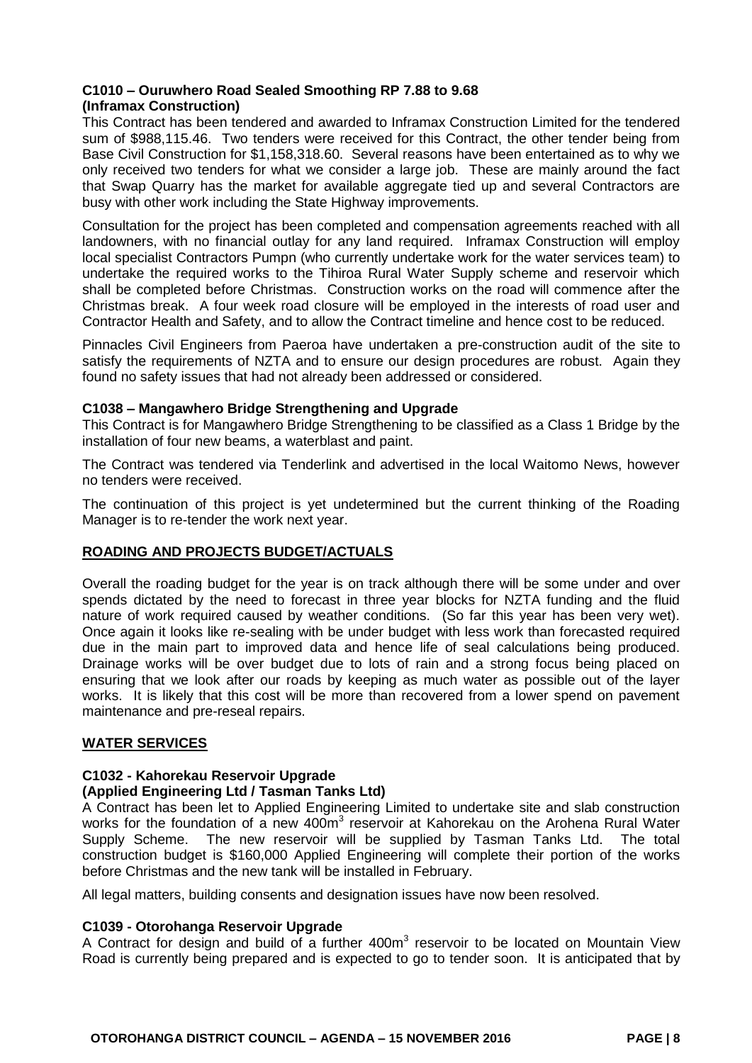### C1010 – Ouruwhero Road Sealed Smoothing RP 7.88 to 9.68 (Inframax Construction)

This Contract has been tendered and awarded to Inframax Construction Limited for the tendered sum of $988,115.46. Two tenders were received for this Contract, the other tender being from Base Civil Construction for $1,158,318.60. Several reasons have been entertained as to why we only received two tenders for what we consider a large job. These are mainly around the fact that Swap Quarry has the market for available aggregate tied up and several Contractors are busy with other work including the State Highway improvements.

Consultation for the project has been completed and compensation agreements reached with all landowners, with no financial outlay for any land required. Inframax Construction will employ local specialist Contractors Pumpn (who currently undertake work for the water services team) to undertake the required works to the Tihiroa Rural Water Supply scheme and reservoir which shall be completed before Christmas. Construction works on the road will commence after the Christmas break. A four week road closure will be employed in the interests of road user and Contractor Health and Safety, and to allow the Contract timeline and hence cost to be reduced.

Pinnacles Civil Engineers from Paeroa have undertaken a pre-construction audit of the site to satisfy the requirements of NZTA and to ensure our design procedures are robust. Again they found no safety issues that had not already been addressed or considered.

### C1038 – Mangawhero Bridge Strengthening and Upgrade

This Contract is for Mangawhero Bridge Strengthening to be classified as a Class 1 Bridge by the installation of four new beams, a waterblast and paint.

The Contract was tendered via Tenderlink and advertised in the local Waitomo News, however no tenders were received.

The continuation of this project is yet undetermined but the current thinking of the Roading Manager is to re-tender the work next year.

## ROADING AND PROJECTS BUDGET/ACTUALS

Overall the roading budget for the year is on track although there will be some under and over spends dictated by the need to forecast in three year blocks for NZTA funding and the fluid nature of work required caused by weather conditions. (So far this year has been very wet). Once again it looks like re-sealing with be under budget with less work than forecasted required due in the main part to improved data and hence life of seal calculations being produced. Drainage works will be over budget due to lots of rain and a strong focus being placed on ensuring that we look after our roads by keeping as much water as possible out of the layer works. It is likely that this cost will be more than recovered from a lower spend on pavement maintenance and pre-reseal repairs.

## WATER SERVICES

### C1032 - Kahorekau Reservoir Upgrade (Applied Engineering Ltd / Tasman Tanks Ltd)

A Contract has been let to Applied Engineering Limited to undertake site and slab construction works for the foundation of a new 400m$^3$ reservoir at Kahorekau on the Arohena Rural Water Supply Scheme. The new reservoir will be supplied by Tasman Tanks Ltd. The total construction budget is $160,000 Applied Engineering will complete their portion of the works before Christmas and the new tank will be installed in February.

All legal matters, building consents and designation issues have now been resolved.

### C1039 - Otorohanga Reservoir Upgrade

A Contract for design and build of a further 400m$^3$ reservoir to be located on Mountain View Road is currently being prepared and is expected to go to tender soon. It is anticipated that by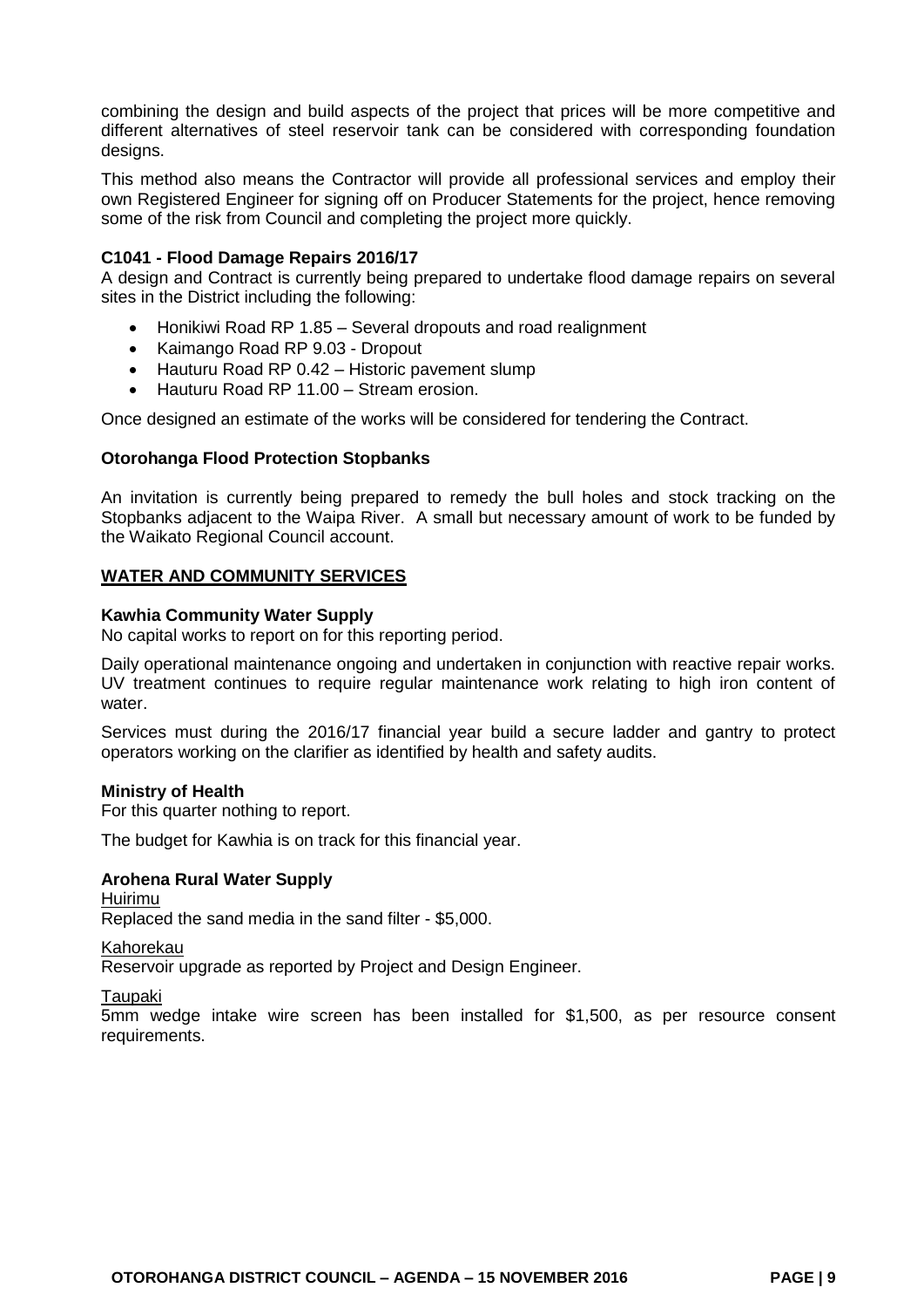combining the design and build aspects of the project that prices will be more competitive and different alternatives of steel reservoir tank can be considered with corresponding foundation designs.

This method also means the Contractor will provide all professional services and employ their own Registered Engineer for signing off on Producer Statements for the project, hence removing some of the risk from Council and completing the project more quickly.

**C1041 - Flood Damage Repairs 2016/17**

A design and Contract is currently being prepared to undertake flood damage repairs on several sites in the District including the following:

- Honikiwi Road RP 1.85 – Several dropouts and road realignment
- Kaimango Road RP 9.03 - Dropout
- Hauturu Road RP 0.42 – Historic pavement slump
- Hauturu Road RP 11.00 – Stream erosion.

Once designed an estimate of the works will be considered for tendering the Contract.

**Otorohanga Flood Protection Stopbanks**

An invitation is currently being prepared to remedy the bull holes and stock tracking on the Stopbanks adjacent to the Waipa River. A small but necessary amount of work to be funded by the Waikato Regional Council account.

## WATER AND COMMUNITY SERVICES

**Kawhia Community Water Supply**

No capital works to report on for this reporting period.

Daily operational maintenance ongoing and undertaken in conjunction with reactive repair works. UV treatment continues to require regular maintenance work relating to high iron content of water.

Services must during the 2016/17 financial year build a secure ladder and gantry to protect operators working on the clarifier as identified by health and safety audits.

**Ministry of Health**

For this quarter nothing to report.

The budget for Kawhia is on track for this financial year.

**Arohena Rural Water Supply**

Huirimu

Replaced the sand media in the sand filter - $5,000.

Kahorekau

Reservoir upgrade as reported by Project and Design Engineer.

Taupaki

5mm wedge intake wire screen has been installed for $1,500, as per resource consent requirements.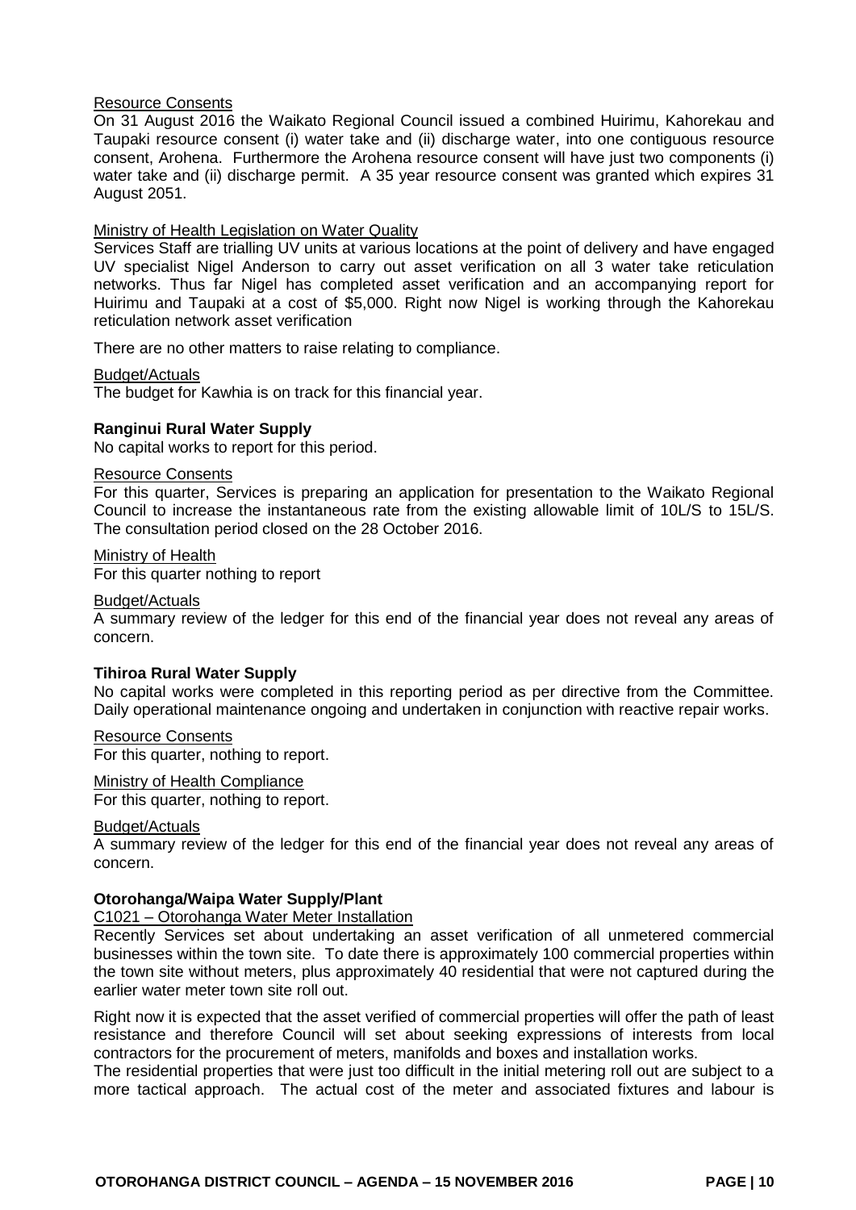Resource Consents

On 31 August 2016 the Waikato Regional Council issued a combined Huirimu, Kahorekau and Taupaki resource consent (i) water take and (ii) discharge water, into one contiguous resource consent, Arohena. Furthermore the Arohena resource consent will have just two components (i) water take and (ii) discharge permit. A 35 year resource consent was granted which expires 31 August 2051.

Ministry of Health Legislation on Water Quality

Services Staff are trialling UV units at various locations at the point of delivery and have engaged UV specialist Nigel Anderson to carry out asset verification on all 3 water take reticulation networks. Thus far Nigel has completed asset verification and an accompanying report for Huirimu and Taupaki at a cost of $5,000. Right now Nigel is working through the Kahorekau reticulation network asset verification

There are no other matters to raise relating to compliance.

Budget/Actuals

The budget for Kawhia is on track for this financial year.

**Ranginui Rural Water Supply**

No capital works to report for this period.

Resource Consents

For this quarter, Services is preparing an application for presentation to the Waikato Regional Council to increase the instantaneous rate from the existing allowable limit of 10L/S to 15L/S. The consultation period closed on the 28 October 2016.

Ministry of Health

For this quarter nothing to report

Budget/Actuals

A summary review of the ledger for this end of the financial year does not reveal any areas of concern.

**Tihiroa Rural Water Supply**

No capital works were completed in this reporting period as per directive from the Committee. Daily operational maintenance ongoing and undertaken in conjunction with reactive repair works.

Resource Consents

For this quarter, nothing to report.

Ministry of Health Compliance

For this quarter, nothing to report.

Budget/Actuals

A summary review of the ledger for this end of the financial year does not reveal any areas of concern.

**Otorohanga/Waipa Water Supply/Plant**

C1021 – Otorohanga Water Meter Installation

Recently Services set about undertaking an asset verification of all unmetered commercial businesses within the town site. To date there is approximately 100 commercial properties within the town site without meters, plus approximately 40 residential that were not captured during the earlier water meter town site roll out.

Right now it is expected that the asset verified of commercial properties will offer the path of least resistance and therefore Council will set about seeking expressions of interests from local contractors for the procurement of meters, manifolds and boxes and installation works.

The residential properties that were just too difficult in the initial metering roll out are subject to a more tactical approach. The actual cost of the meter and associated fixtures and labour is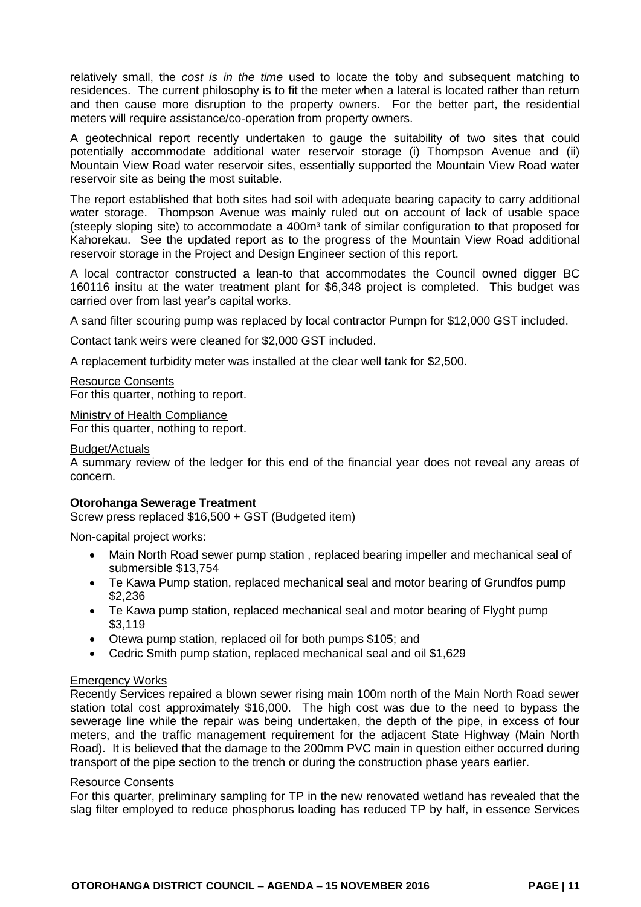relatively small, the *cost is in the time* used to locate the toby and subsequent matching to residences. The current philosophy is to fit the meter when a lateral is located rather than return and then cause more disruption to the property owners. For the better part, the residential meters will require assistance/co-operation from property owners.

A geotechnical report recently undertaken to gauge the suitability of two sites that could potentially accommodate additional water reservoir storage (i) Thompson Avenue and (ii) Mountain View Road water reservoir sites, essentially supported the Mountain View Road water reservoir site as being the most suitable.

The report established that both sites had soil with adequate bearing capacity to carry additional water storage. Thompson Avenue was mainly ruled out on account of lack of usable space (steeply sloping site) to accommodate a 400m³ tank of similar configuration to that proposed for Kahorekau. See the updated report as to the progress of the Mountain View Road additional reservoir storage in the Project and Design Engineer section of this report.

A local contractor constructed a lean-to that accommodates the Council owned digger BC 160116 insitu at the water treatment plant for $6,348 project is completed. This budget was carried over from last year's capital works.

A sand filter scouring pump was replaced by local contractor Pumpn for $12,000 GST included.

Contact tank weirs were cleaned for $2,000 GST included.

A replacement turbidity meter was installed at the clear well tank for $2,500.

Resource Consents
For this quarter, nothing to report.

Ministry of Health Compliance
For this quarter, nothing to report.

Budget/Actuals
A summary review of the ledger for this end of the financial year does not reveal any areas of concern.

**Otorohanga Sewerage Treatment**
Screw press replaced $16,500 + GST (Budgeted item)

Non-capital project works:

- Main North Road sewer pump station , replaced bearing impeller and mechanical seal of submersible $13,754
- Te Kawa Pump station, replaced mechanical seal and motor bearing of Grundfos pump $2,236
- Te Kawa pump station, replaced mechanical seal and motor bearing of Flyght pump $3,119
- Otewa pump station, replaced oil for both pumps $105; and
- Cedric Smith pump station, replaced mechanical seal and oil $1,629

Emergency Works
Recently Services repaired a blown sewer rising main 100m north of the Main North Road sewer station total cost approximately $16,000. The high cost was due to the need to bypass the sewerage line while the repair was being undertaken, the depth of the pipe, in excess of four meters, and the traffic management requirement for the adjacent State Highway (Main North Road). It is believed that the damage to the 200mm PVC main in question either occurred during transport of the pipe section to the trench or during the construction phase years earlier.

Resource Consents
For this quarter, preliminary sampling for TP in the new renovated wetland has revealed that the slag filter employed to reduce phosphorus loading has reduced TP by half, in essence Services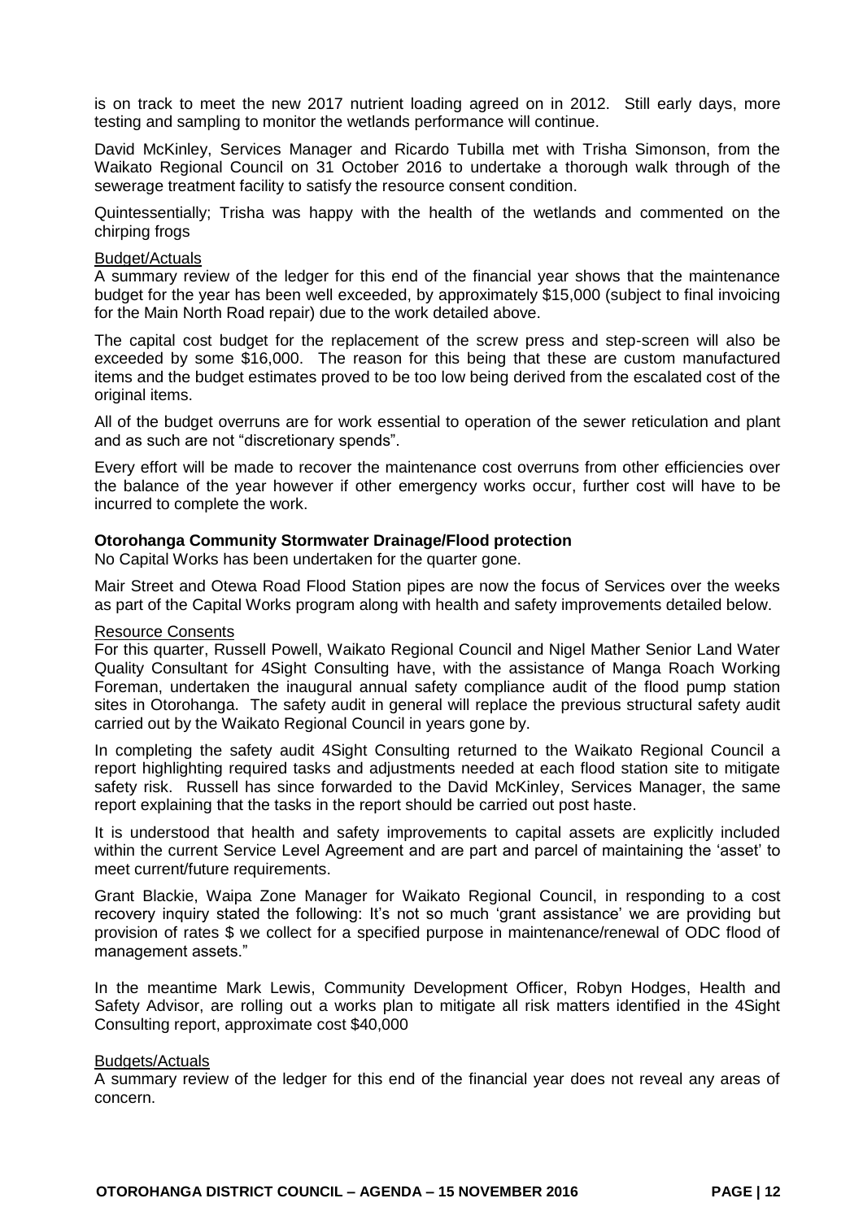is on track to meet the new 2017 nutrient loading agreed on in 2012. Still early days, more testing and sampling to monitor the wetlands performance will continue.

David McKinley, Services Manager and Ricardo Tubilla met with Trisha Simonson, from the Waikato Regional Council on 31 October 2016 to undertake a thorough walk through of the sewerage treatment facility to satisfy the resource consent condition.

Quintessentially; Trisha was happy with the health of the wetlands and commented on the chirping frogs

Budget/Actuals

A summary review of the ledger for this end of the financial year shows that the maintenance budget for the year has been well exceeded, by approximately $15,000 (subject to final invoicing for the Main North Road repair) due to the work detailed above.

The capital cost budget for the replacement of the screw press and step-screen will also be exceeded by some $16,000. The reason for this being that these are custom manufactured items and the budget estimates proved to be too low being derived from the escalated cost of the original items.

All of the budget overruns are for work essential to operation of the sewer reticulation and plant and as such are not "discretionary spends".

Every effort will be made to recover the maintenance cost overruns from other efficiencies over the balance of the year however if other emergency works occur, further cost will have to be incurred to complete the work.

**Otorohanga Community Stormwater Drainage/Flood protection**

No Capital Works has been undertaken for the quarter gone.

Mair Street and Otewa Road Flood Station pipes are now the focus of Services over the weeks as part of the Capital Works program along with health and safety improvements detailed below.

Resource Consents

For this quarter, Russell Powell, Waikato Regional Council and Nigel Mather Senior Land Water Quality Consultant for 4Sight Consulting have, with the assistance of Manga Roach Working Foreman, undertaken the inaugural annual safety compliance audit of the flood pump station sites in Otorohanga. The safety audit in general will replace the previous structural safety audit carried out by the Waikato Regional Council in years gone by.

In completing the safety audit 4Sight Consulting returned to the Waikato Regional Council a report highlighting required tasks and adjustments needed at each flood station site to mitigate safety risk. Russell has since forwarded to the David McKinley, Services Manager, the same report explaining that the tasks in the report should be carried out post haste.

It is understood that health and safety improvements to capital assets are explicitly included within the current Service Level Agreement and are part and parcel of maintaining the 'asset' to meet current/future requirements.

Grant Blackie, Waipa Zone Manager for Waikato Regional Council, in responding to a cost recovery inquiry stated the following: It's not so much 'grant assistance' we are providing but provision of rates $ we collect for a specified purpose in maintenance/renewal of ODC flood of management assets."

In the meantime Mark Lewis, Community Development Officer, Robyn Hodges, Health and Safety Advisor, are rolling out a works plan to mitigate all risk matters identified in the 4Sight Consulting report, approximate cost $40,000

Budgets/Actuals

A summary review of the ledger for this end of the financial year does not reveal any areas of concern.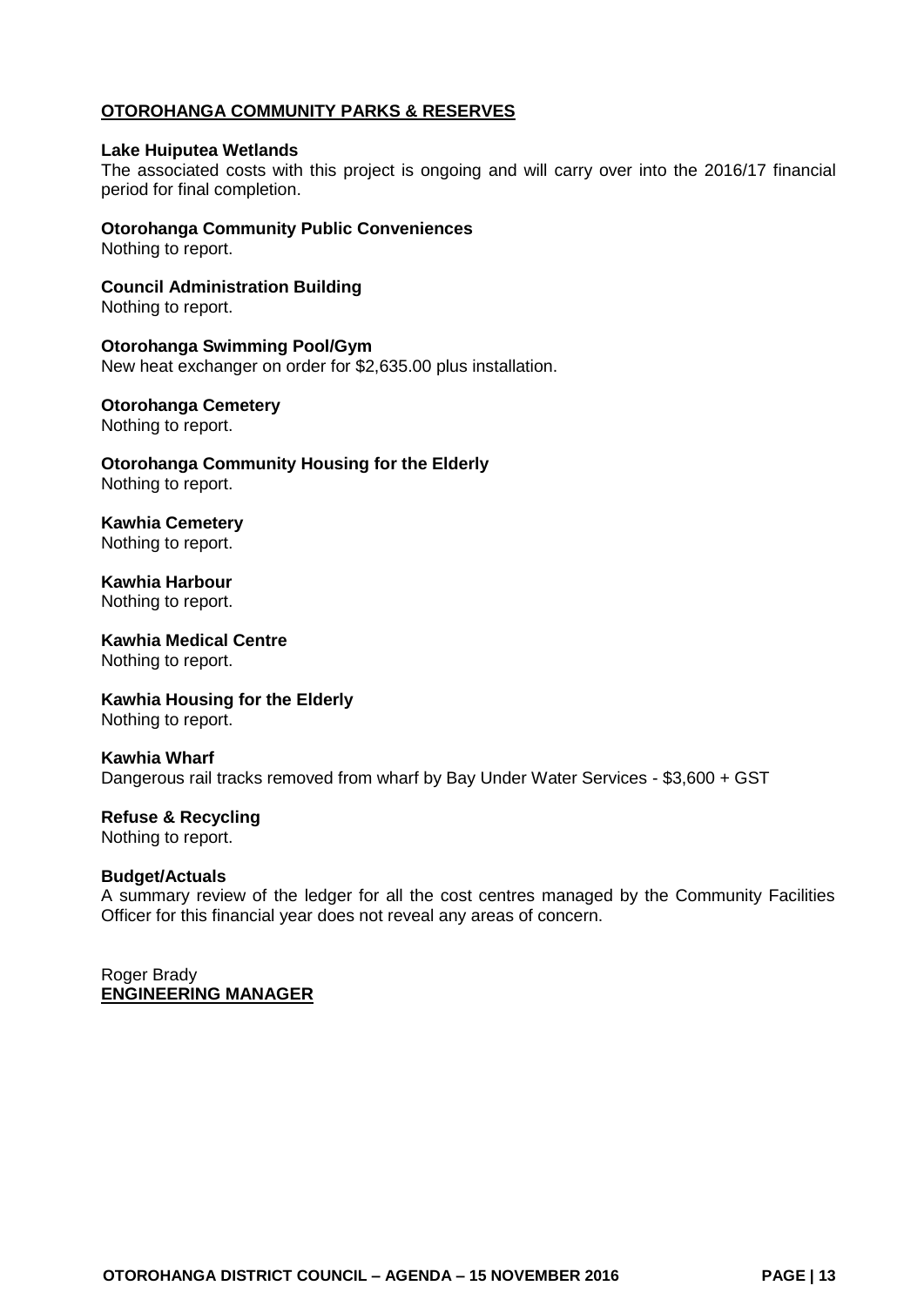## OTOROHANGA COMMUNITY PARKS & RESERVES

**Lake Huiputea Wetlands**
The associated costs with this project is ongoing and will carry over into the 2016/17 financial period for final completion.

**Otorohanga Community Public Conveniences**
Nothing to report.

**Council Administration Building**
Nothing to report.

**Otorohanga Swimming Pool/Gym**
New heat exchanger on order for $2,635.00 plus installation.

**Otorohanga Cemetery**
Nothing to report.

**Otorohanga Community Housing for the Elderly**
Nothing to report.

**Kawhia Cemetery**
Nothing to report.

**Kawhia Harbour**
Nothing to report.

**Kawhia Medical Centre**
Nothing to report.

**Kawhia Housing for the Elderly**
Nothing to report.

**Kawhia Wharf**
Dangerous rail tracks removed from wharf by Bay Under Water Services - $3,600 + GST

**Refuse & Recycling**
Nothing to report.

**Budget/Actuals**
A summary review of the ledger for all the cost centres managed by the Community Facilities Officer for this financial year does not reveal any areas of concern.

Roger Brady
**ENGINEERING MANAGER**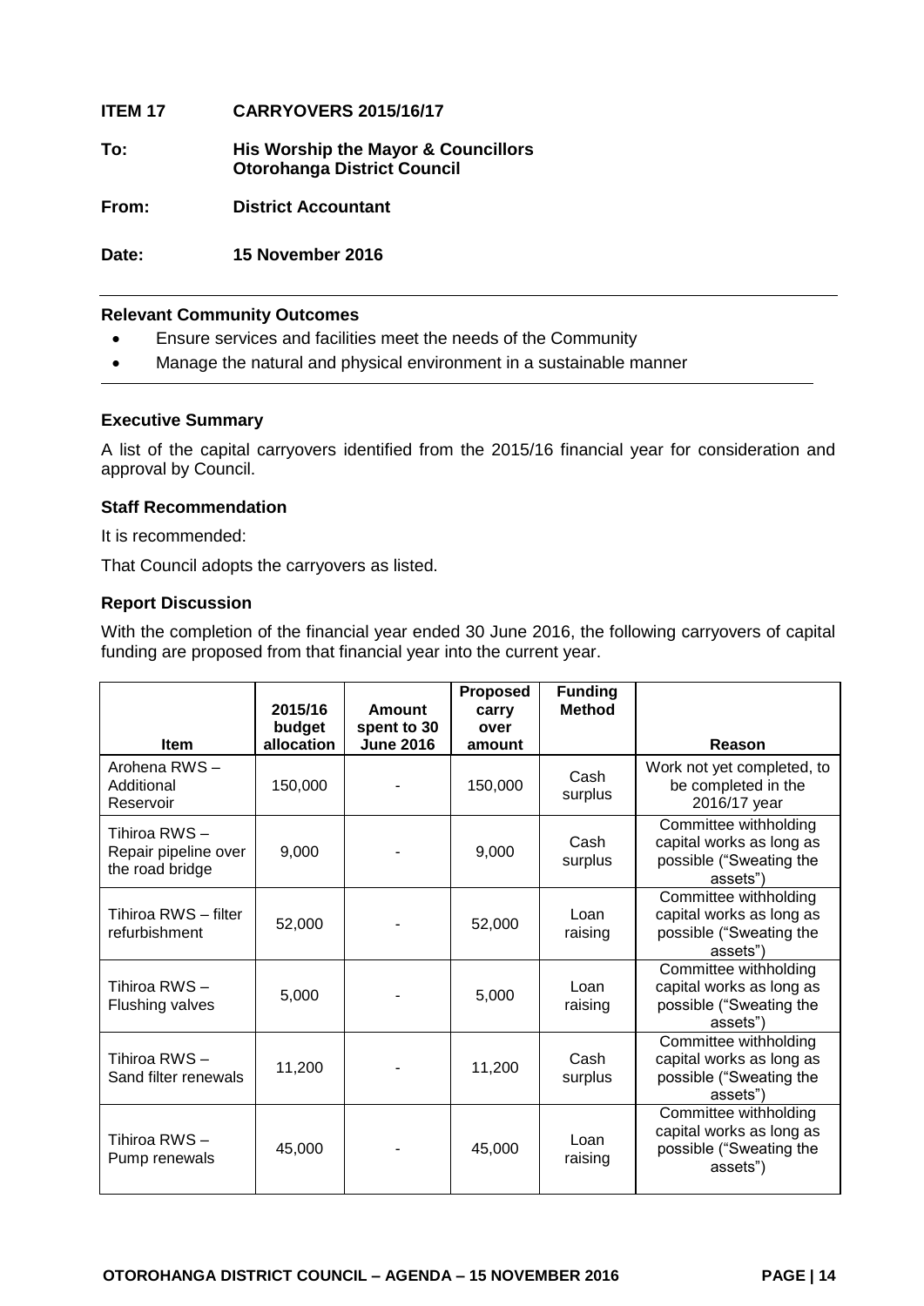**ITEM 17 CARRYOVERS 2015/16/17**

**To:** **His Worship the Mayor & Councillors**
**Otorohanga District Council**

**From:** **District Accountant**

**Date:** **15 November 2016**

---

### Relevant Community Outcomes

- Ensure services and facilities meet the needs of the Community
- Manage the natural and physical environment in a sustainable manner

---

### Executive Summary

A list of the capital carryovers identified from the 2015/16 financial year for consideration and approval by Council.

### Staff Recommendation

It is recommended:

That Council adopts the carryovers as listed.

### Report Discussion

With the completion of the financial year ended 30 June 2016, the following carryovers of capital funding are proposed from that financial year into the current year.

| Item | 2015/16 budget allocation | Amount spent to 30 June 2016 | Proposed carry over amount | Funding Method | Reason |
|---|---|---|---|---|---|
| Arohena RWS – Additional Reservoir | 150,000 | - | 150,000 | Cash surplus | Work not yet completed, to be completed in the 2016/17 year |
| Tihiroa RWS – Repair pipeline over the road bridge | 9,000 | - | 9,000 | Cash surplus | Committee withholding capital works as long as possible ("Sweating the assets") |
| Tihiroa RWS – filter refurbishment | 52,000 | - | 52,000 | Loan raising | Committee withholding capital works as long as possible ("Sweating the assets") |
| Tihiroa RWS – Flushing valves | 5,000 | - | 5,000 | Loan raising | Committee withholding capital works as long as possible ("Sweating the assets") |
| Tihiroa RWS – Sand filter renewals | 11,200 | - | 11,200 | Cash surplus | Committee withholding capital works as long as possible ("Sweating the assets") |
| Tihiroa RWS – Pump renewals | 45,000 | - | 45,000 | Loan raising | Committee withholding capital works as long as possible ("Sweating the assets") |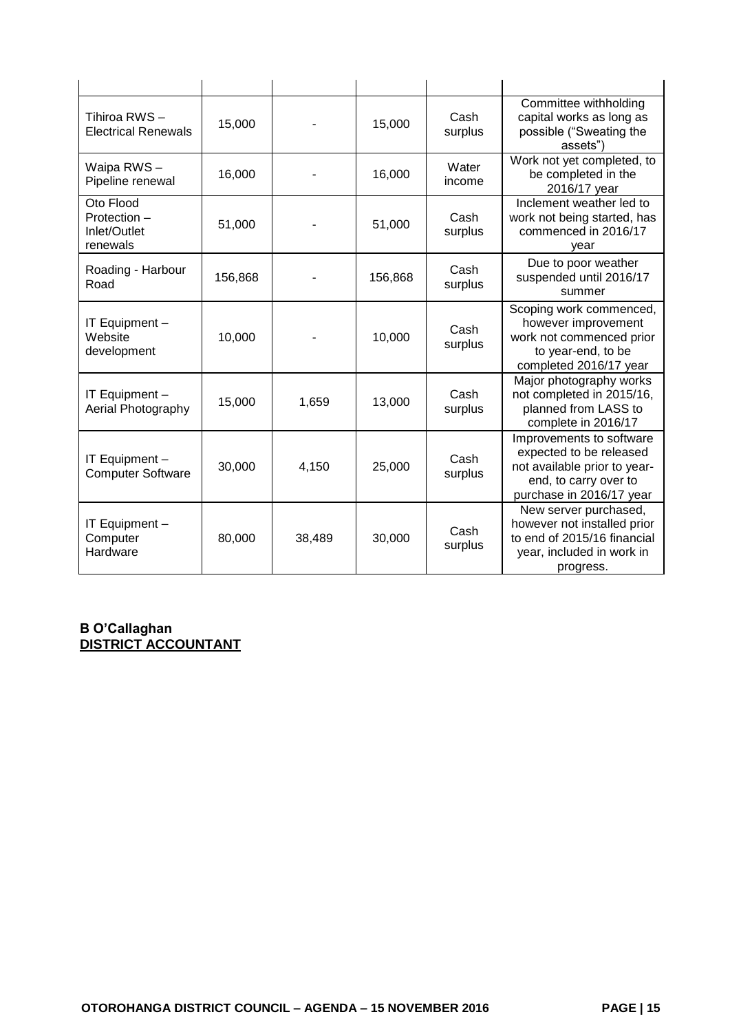| | | | | | |
|---|---|---|---|---|---|
| Tihiroa RWS – Electrical Renewals | 15,000 | - | 15,000 | Cash surplus | Committee withholding capital works as long as possible ("Sweating the assets") |
| Waipa RWS – Pipeline renewal | 16,000 | - | 16,000 | Water income | Work not yet completed, to be completed in the 2016/17 year |
| Oto Flood Protection – Inlet/Outlet renewals | 51,000 | - | 51,000 | Cash surplus | Inclement weather led to work not being started, has commenced in 2016/17 year |
| Roading - Harbour Road | 156,868 | - | 156,868 | Cash surplus | Due to poor weather suspended until 2016/17 summer |
| IT Equipment – Website development | 10,000 | - | 10,000 | Cash surplus | Scoping work commenced, however improvement work not commenced prior to year-end, to be completed 2016/17 year |
| IT Equipment – Aerial Photography | 15,000 | 1,659 | 13,000 | Cash surplus | Major photography works not completed in 2015/16, planned from LASS to complete in 2016/17 |
| IT Equipment – Computer Software | 30,000 | 4,150 | 25,000 | Cash surplus | Improvements to software expected to be released not available prior to year-end, to carry over to purchase in 2016/17 year |
| IT Equipment – Computer Hardware | 80,000 | 38,489 | 30,000 | Cash surplus | New server purchased, however not installed prior to end of 2015/16 financial year, included in work in progress. |

**B O'Callaghan**
**DISTRICT ACCOUNTANT**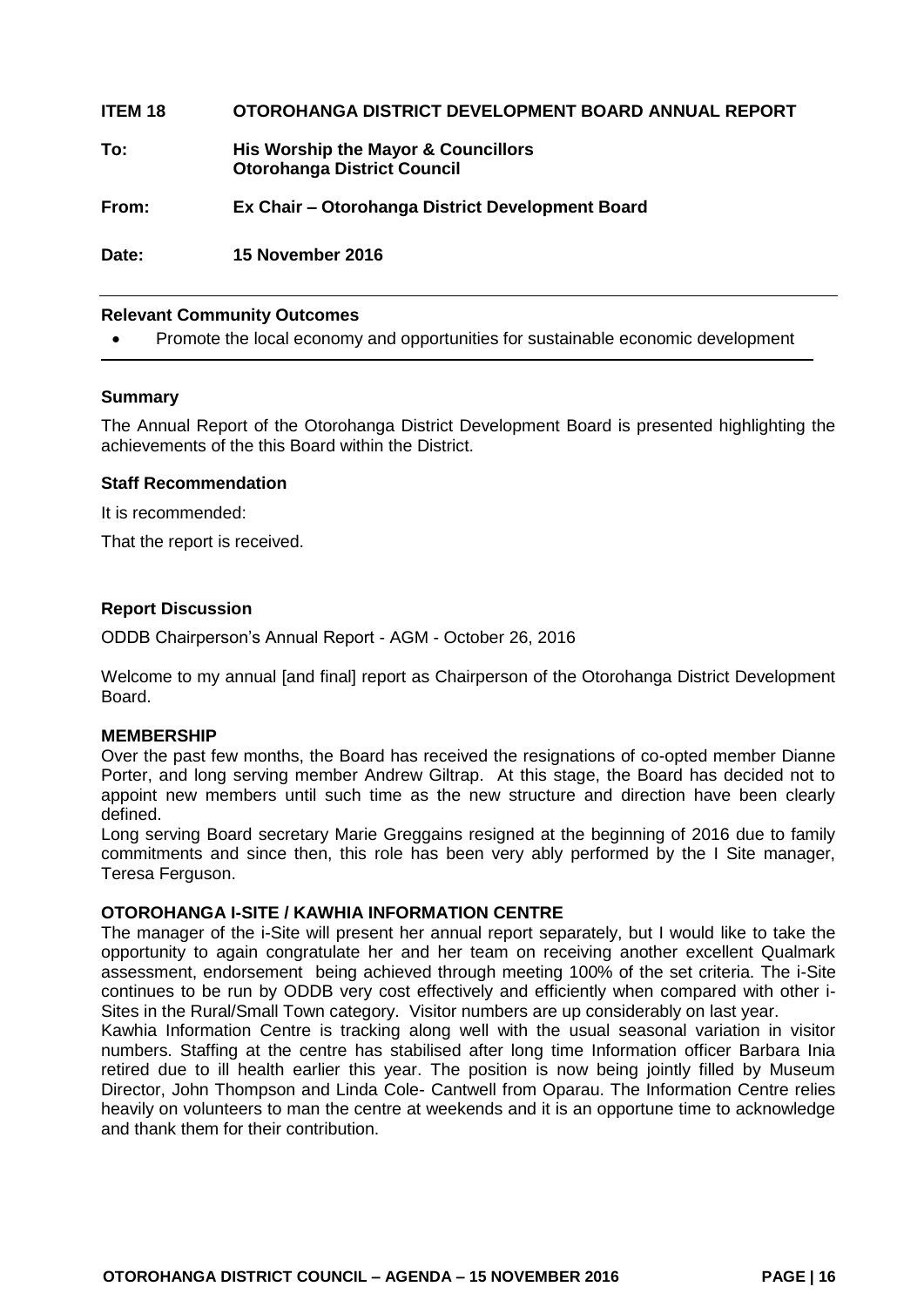**ITEM 18 OTOROHANGA DISTRICT DEVELOPMENT BOARD ANNUAL REPORT**

**To: His Worship the Mayor & Councillors**
**Otorohanga District Council**

**From: Ex Chair – Otorohanga District Development Board**

**Date: 15 November 2016**

---

**Relevant Community Outcomes**

- Promote the local economy and opportunities for sustainable economic development

---

**Summary**

The Annual Report of the Otorohanga District Development Board is presented highlighting the achievements of the this Board within the District.

**Staff Recommendation**

It is recommended:

That the report is received.

**Report Discussion**

ODDB Chairperson's Annual Report - AGM - October 26, 2016

Welcome to my annual [and final] report as Chairperson of the Otorohanga District Development Board.

**MEMBERSHIP**

Over the past few months, the Board has received the resignations of co-opted member Dianne Porter, and long serving member Andrew Giltrap. At this stage, the Board has decided not to appoint new members until such time as the new structure and direction have been clearly defined.

Long serving Board secretary Marie Greggains resigned at the beginning of 2016 due to family commitments and since then, this role has been very ably performed by the I Site manager, Teresa Ferguson.

**OTOROHANGA I-SITE / KAWHIA INFORMATION CENTRE**

The manager of the i-Site will present her annual report separately, but I would like to take the opportunity to again congratulate her and her team on receiving another excellent Qualmark assessment, endorsement being achieved through meeting 100% of the set criteria. The i-Site continues to be run by ODDB very cost effectively and efficiently when compared with other i-Sites in the Rural/Small Town category. Visitor numbers are up considerably on last year.

Kawhia Information Centre is tracking along well with the usual seasonal variation in visitor numbers. Staffing at the centre has stabilised after long time Information officer Barbara Inia retired due to ill health earlier this year. The position is now being jointly filled by Museum Director, John Thompson and Linda Cole- Cantwell from Oparau. The Information Centre relies heavily on volunteers to man the centre at weekends and it is an opportune time to acknowledge and thank them for their contribution.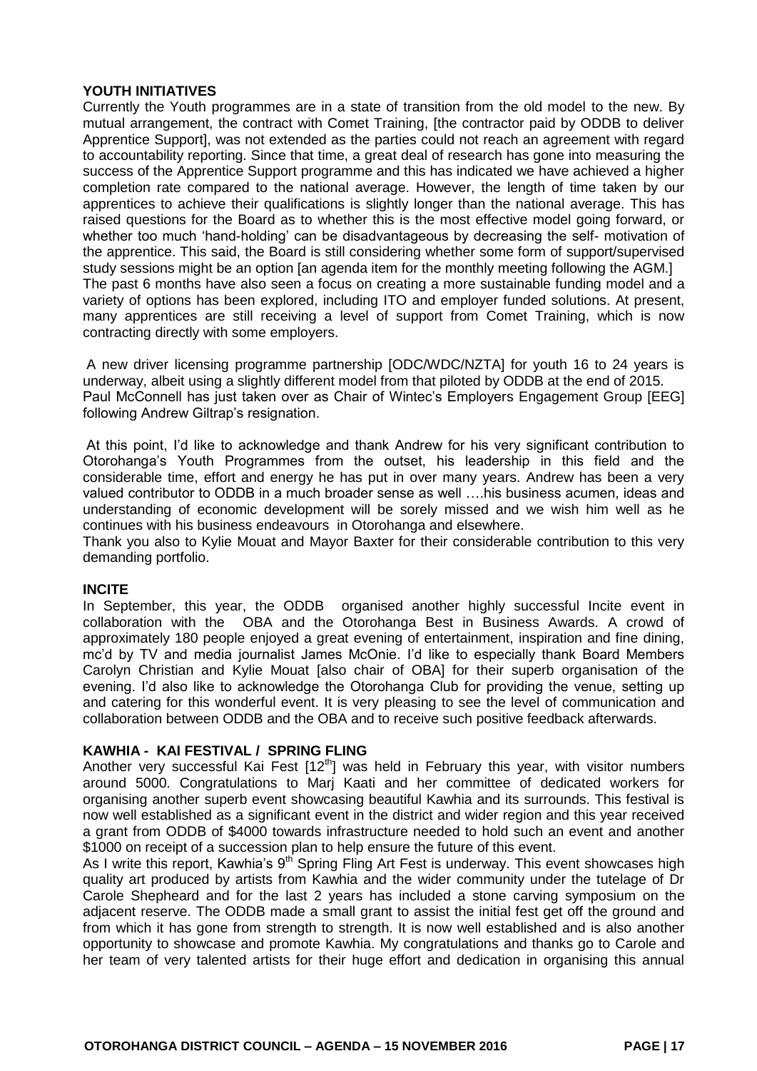**YOUTH INITIATIVES**

Currently the Youth programmes are in a state of transition from the old model to the new. By mutual arrangement, the contract with Comet Training, [the contractor paid by ODDB to deliver Apprentice Support], was not extended as the parties could not reach an agreement with regard to accountability reporting. Since that time, a great deal of research has gone into measuring the success of the Apprentice Support programme and this has indicated we have achieved a higher completion rate compared to the national average. However, the length of time taken by our apprentices to achieve their qualifications is slightly longer than the national average. This has raised questions for the Board as to whether this is the most effective model going forward, or whether too much 'hand-holding' can be disadvantageous by decreasing the self- motivation of the apprentice. This said, the Board is still considering whether some form of support/supervised study sessions might be an option [an agenda item for the monthly meeting following the AGM.]

The past 6 months have also seen a focus on creating a more sustainable funding model and a variety of options has been explored, including ITO and employer funded solutions. At present, many apprentices are still receiving a level of support from Comet Training, which is now contracting directly with some employers.

A new driver licensing programme partnership [ODC/WDC/NZTA] for youth 16 to 24 years is underway, albeit using a slightly different model from that piloted by ODDB at the end of 2015.

Paul McConnell has just taken over as Chair of Wintec's Employers Engagement Group [EEG] following Andrew Giltrap's resignation.

At this point, I'd like to acknowledge and thank Andrew for his very significant contribution to Otorohanga's Youth Programmes from the outset, his leadership in this field and the considerable time, effort and energy he has put in over many years. Andrew has been a very valued contributor to ODDB in a much broader sense as well ….his business acumen, ideas and understanding of economic development will be sorely missed and we wish him well as he continues with his business endeavours in Otorohanga and elsewhere.

Thank you also to Kylie Mouat and Mayor Baxter for their considerable contribution to this very demanding portfolio.

**INCITE**

In September, this year, the ODDB organised another highly successful Incite event in collaboration with the OBA and the Otorohanga Best in Business Awards. A crowd of approximately 180 people enjoyed a great evening of entertainment, inspiration and fine dining, mc'd by TV and media journalist James McOnie. I'd like to especially thank Board Members Carolyn Christian and Kylie Mouat [also chair of OBA] for their superb organisation of the evening. I'd also like to acknowledge the Otorohanga Club for providing the venue, setting up and catering for this wonderful event. It is very pleasing to see the level of communication and collaboration between ODDB and the OBA and to receive such positive feedback afterwards.

**KAWHIA - KAI FESTIVAL / SPRING FLING**

Another very successful Kai Fest [12th] was held in February this year, with visitor numbers around 5000. Congratulations to Marj Kaati and her committee of dedicated workers for organising another superb event showcasing beautiful Kawhia and its surrounds. This festival is now well established as a significant event in the district and wider region and this year received a grant from ODDB of $4000 towards infrastructure needed to hold such an event and another $1000 on receipt of a succession plan to help ensure the future of this event.

As I write this report, Kawhia's 9th Spring Fling Art Fest is underway. This event showcases high quality art produced by artists from Kawhia and the wider community under the tutelage of Dr Carole Shepheard and for the last 2 years has included a stone carving symposium on the adjacent reserve. The ODDB made a small grant to assist the initial fest get off the ground and from which it has gone from strength to strength. It is now well established and is also another opportunity to showcase and promote Kawhia. My congratulations and thanks go to Carole and her team of very talented artists for their huge effort and dedication in organising this annual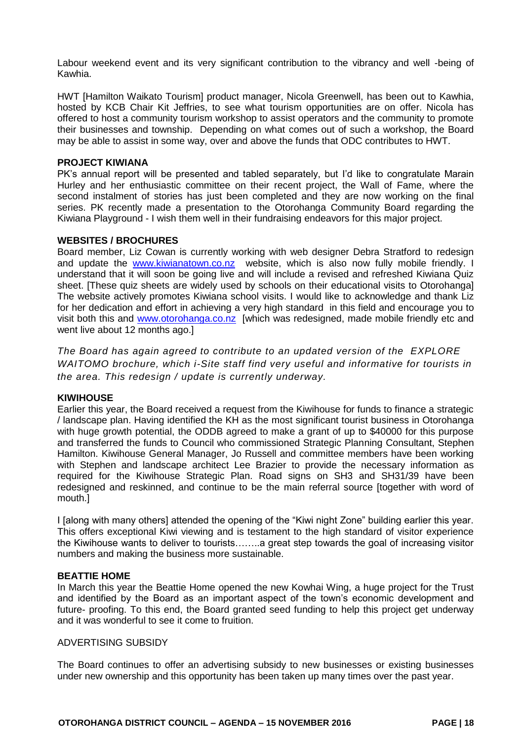Labour weekend event and its very significant contribution to the vibrancy and well -being of Kawhia.

HWT [Hamilton Waikato Tourism] product manager, Nicola Greenwell, has been out to Kawhia, hosted by KCB Chair Kit Jeffries, to see what tourism opportunities are on offer. Nicola has offered to host a community tourism workshop to assist operators and the community to promote their businesses and township. Depending on what comes out of such a workshop, the Board may be able to assist in some way, over and above the funds that ODC contributes to HWT.

**PROJECT KIWIANA**

PK's annual report will be presented and tabled separately, but I'd like to congratulate Marain Hurley and her enthusiastic committee on their recent project, the Wall of Fame, where the second instalment of stories has just been completed and they are now working on the final series. PK recently made a presentation to the Otorohanga Community Board regarding the Kiwiana Playground - I wish them well in their fundraising endeavors for this major project.

**WEBSITES / BROCHURES**

Board member, Liz Cowan is currently working with web designer Debra Stratford to redesign and update the www.kiwianatown.co.nz website, which is also now fully mobile friendly. I understand that it will soon be going live and will include a revised and refreshed Kiwiana Quiz sheet. [These quiz sheets are widely used by schools on their educational visits to Otorohanga] The website actively promotes Kiwiana school visits. I would like to acknowledge and thank Liz for her dedication and effort in achieving a very high standard in this field and encourage you to visit both this and www.otorohanga.co.nz [which was redesigned, made mobile friendly etc and went live about 12 months ago.]

*The Board has again agreed to contribute to an updated version of the EXPLORE WAITOMO brochure, which i-Site staff find very useful and informative for tourists in the area. This redesign / update is currently underway.*

**KIWIHOUSE**

Earlier this year, the Board received a request from the Kiwihouse for funds to finance a strategic / landscape plan. Having identified the KH as the most significant tourist business in Otorohanga with huge growth potential, the ODDB agreed to make a grant of up to $40000 for this purpose and transferred the funds to Council who commissioned Strategic Planning Consultant, Stephen Hamilton. Kiwihouse General Manager, Jo Russell and committee members have been working with Stephen and landscape architect Lee Brazier to provide the necessary information as required for the Kiwihouse Strategic Plan. Road signs on SH3 and SH31/39 have been redesigned and reskinned, and continue to be the main referral source [together with word of mouth.]

I [along with many others] attended the opening of the "Kiwi night Zone" building earlier this year. This offers exceptional Kiwi viewing and is testament to the high standard of visitor experience the Kiwihouse wants to deliver to tourists……..a great step towards the goal of increasing visitor numbers and making the business more sustainable.

**BEATTIE HOME**

In March this year the Beattie Home opened the new Kowhai Wing, a huge project for the Trust and identified by the Board as an important aspect of the town's economic development and future- proofing. To this end, the Board granted seed funding to help this project get underway and it was wonderful to see it come to fruition.

ADVERTISING SUBSIDY

The Board continues to offer an advertising subsidy to new businesses or existing businesses under new ownership and this opportunity has been taken up many times over the past year.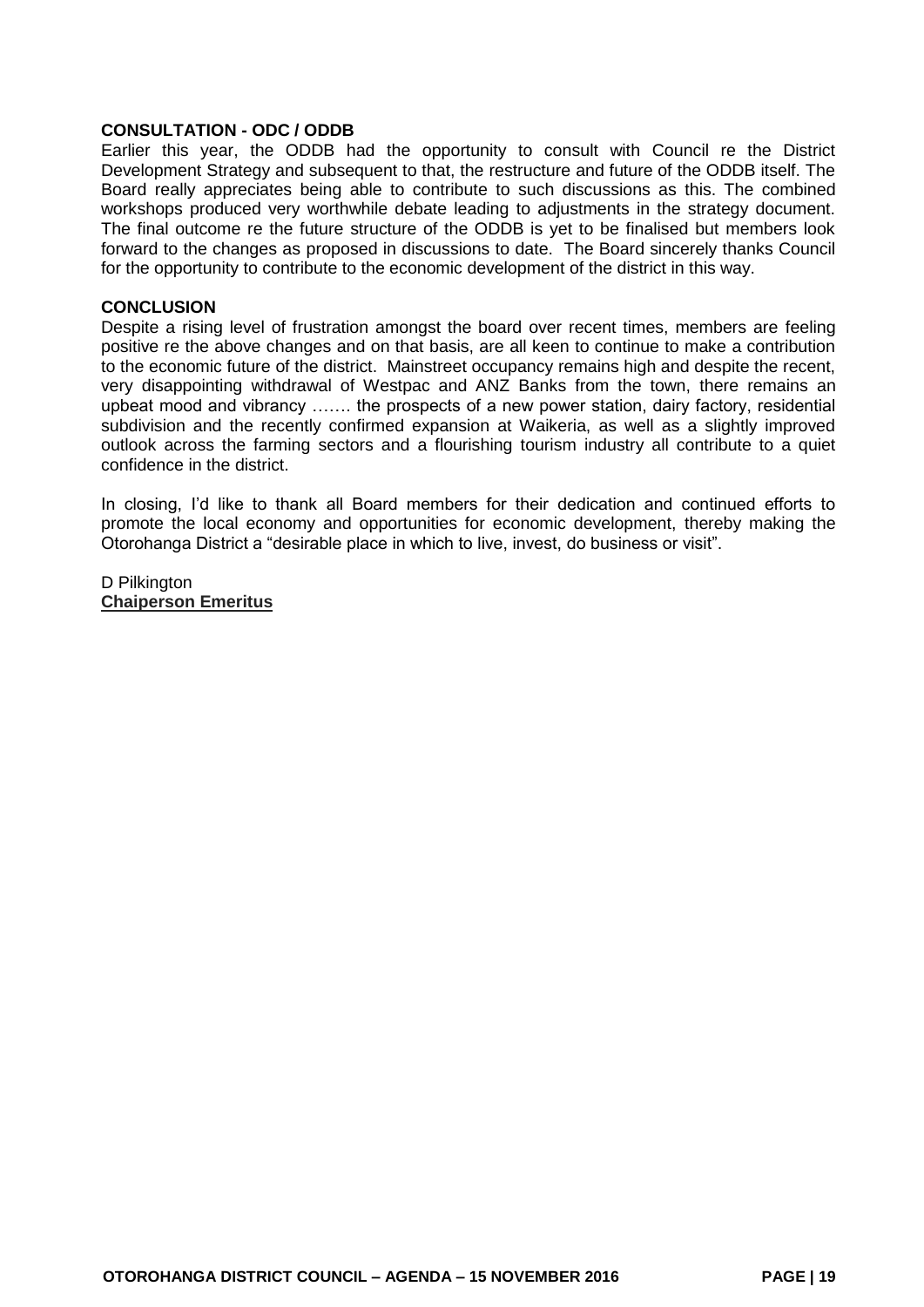**CONSULTATION - ODC / ODDB**

Earlier this year, the ODDB had the opportunity to consult with Council re the District Development Strategy and subsequent to that, the restructure and future of the ODDB itself. The Board really appreciates being able to contribute to such discussions as this. The combined workshops produced very worthwhile debate leading to adjustments in the strategy document. The final outcome re the future structure of the ODDB is yet to be finalised but members look forward to the changes as proposed in discussions to date. The Board sincerely thanks Council for the opportunity to contribute to the economic development of the district in this way.

**CONCLUSION**

Despite a rising level of frustration amongst the board over recent times, members are feeling positive re the above changes and on that basis, are all keen to continue to make a contribution to the economic future of the district. Mainstreet occupancy remains high and despite the recent, very disappointing withdrawal of Westpac and ANZ Banks from the town, there remains an upbeat mood and vibrancy ……. the prospects of a new power station, dairy factory, residential subdivision and the recently confirmed expansion at Waikeria, as well as a slightly improved outlook across the farming sectors and a flourishing tourism industry all contribute to a quiet confidence in the district.

In closing, I'd like to thank all Board members for their dedication and continued efforts to promote the local economy and opportunities for economic development, thereby making the Otorohanga District a "desirable place in which to live, invest, do business or visit".

D Pilkington
**Chaiperson Emeritus**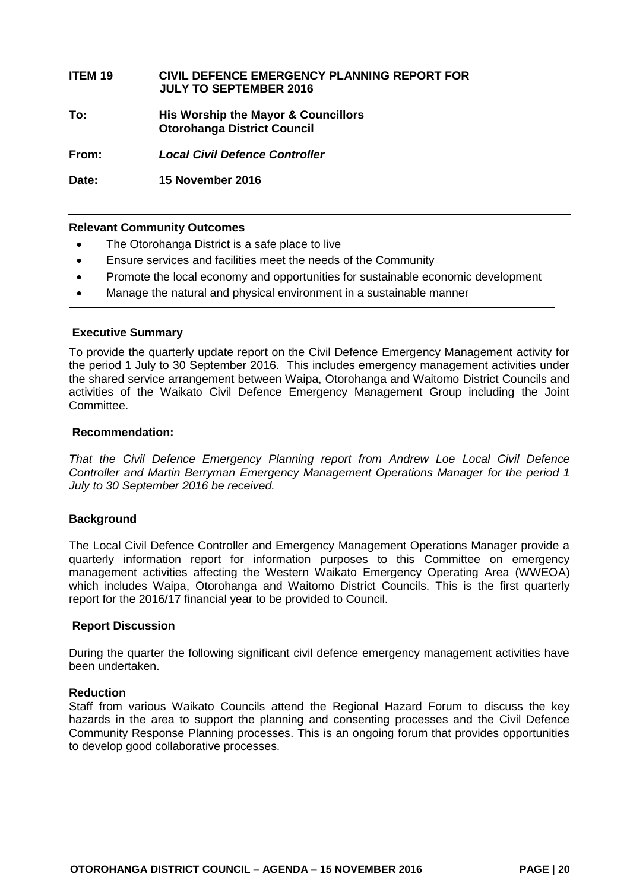**ITEM 19 CIVIL DEFENCE EMERGENCY PLANNING REPORT FOR JULY TO SEPTEMBER 2016**

**To:** **His Worship the Mayor & Councillors Otorohanga District Council**

**From:** ***Local Civil Defence Controller***

**Date:** **15 November 2016**

---

**Relevant Community Outcomes**

- The Otorohanga District is a safe place to live
- Ensure services and facilities meet the needs of the Community
- Promote the local economy and opportunities for sustainable economic development
- Manage the natural and physical environment in a sustainable manner

---

**Executive Summary**

To provide the quarterly update report on the Civil Defence Emergency Management activity for the period 1 July to 30 September 2016. This includes emergency management activities under the shared service arrangement between Waipa, Otorohanga and Waitomo District Councils and activities of the Waikato Civil Defence Emergency Management Group including the Joint Committee.

**Recommendation:**

*That the Civil Defence Emergency Planning report from Andrew Loe Local Civil Defence Controller and Martin Berryman Emergency Management Operations Manager for the period 1 July to 30 September 2016 be received.*

**Background**

The Local Civil Defence Controller and Emergency Management Operations Manager provide a quarterly information report for information purposes to this Committee on emergency management activities affecting the Western Waikato Emergency Operating Area (WWEOA) which includes Waipa, Otorohanga and Waitomo District Councils. This is the first quarterly report for the 2016/17 financial year to be provided to Council.

**Report Discussion**

During the quarter the following significant civil defence emergency management activities have been undertaken.

**Reduction**

Staff from various Waikato Councils attend the Regional Hazard Forum to discuss the key hazards in the area to support the planning and consenting processes and the Civil Defence Community Response Planning processes. This is an ongoing forum that provides opportunities to develop good collaborative processes.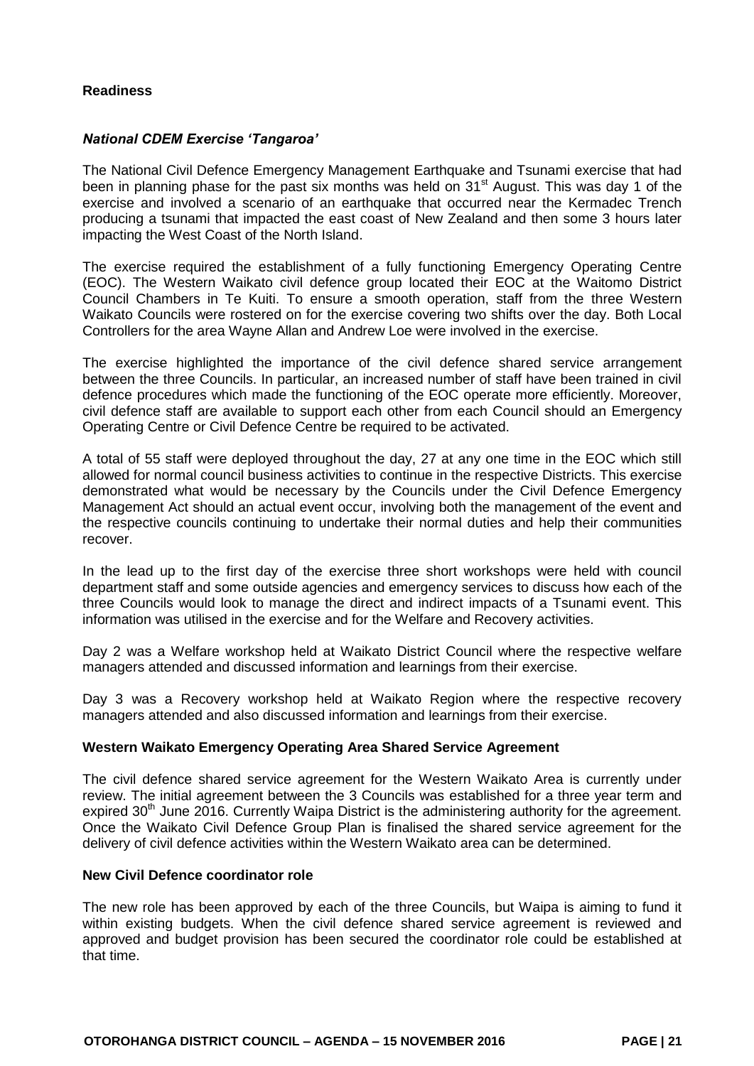**Readiness**

***National CDEM Exercise 'Tangaroa'***

The National Civil Defence Emergency Management Earthquake and Tsunami exercise that had been in planning phase for the past six months was held on 31st August. This was day 1 of the exercise and involved a scenario of an earthquake that occurred near the Kermadec Trench producing a tsunami that impacted the east coast of New Zealand and then some 3 hours later impacting the West Coast of the North Island.

The exercise required the establishment of a fully functioning Emergency Operating Centre (EOC). The Western Waikato civil defence group located their EOC at the Waitomo District Council Chambers in Te Kuiti. To ensure a smooth operation, staff from the three Western Waikato Councils were rostered on for the exercise covering two shifts over the day. Both Local Controllers for the area Wayne Allan and Andrew Loe were involved in the exercise.

The exercise highlighted the importance of the civil defence shared service arrangement between the three Councils. In particular, an increased number of staff have been trained in civil defence procedures which made the functioning of the EOC operate more efficiently. Moreover, civil defence staff are available to support each other from each Council should an Emergency Operating Centre or Civil Defence Centre be required to be activated.

A total of 55 staff were deployed throughout the day, 27 at any one time in the EOC which still allowed for normal council business activities to continue in the respective Districts. This exercise demonstrated what would be necessary by the Councils under the Civil Defence Emergency Management Act should an actual event occur, involving both the management of the event and the respective councils continuing to undertake their normal duties and help their communities recover.

In the lead up to the first day of the exercise three short workshops were held with council department staff and some outside agencies and emergency services to discuss how each of the three Councils would look to manage the direct and indirect impacts of a Tsunami event. This information was utilised in the exercise and for the Welfare and Recovery activities.

Day 2 was a Welfare workshop held at Waikato District Council where the respective welfare managers attended and discussed information and learnings from their exercise.

Day 3 was a Recovery workshop held at Waikato Region where the respective recovery managers attended and also discussed information and learnings from their exercise.

**Western Waikato Emergency Operating Area Shared Service Agreement**

The civil defence shared service agreement for the Western Waikato Area is currently under review. The initial agreement between the 3 Councils was established for a three year term and expired 30th June 2016. Currently Waipa District is the administering authority for the agreement. Once the Waikato Civil Defence Group Plan is finalised the shared service agreement for the delivery of civil defence activities within the Western Waikato area can be determined.

**New Civil Defence coordinator role**

The new role has been approved by each of the three Councils, but Waipa is aiming to fund it within existing budgets. When the civil defence shared service agreement is reviewed and approved and budget provision has been secured the coordinator role could be established at that time.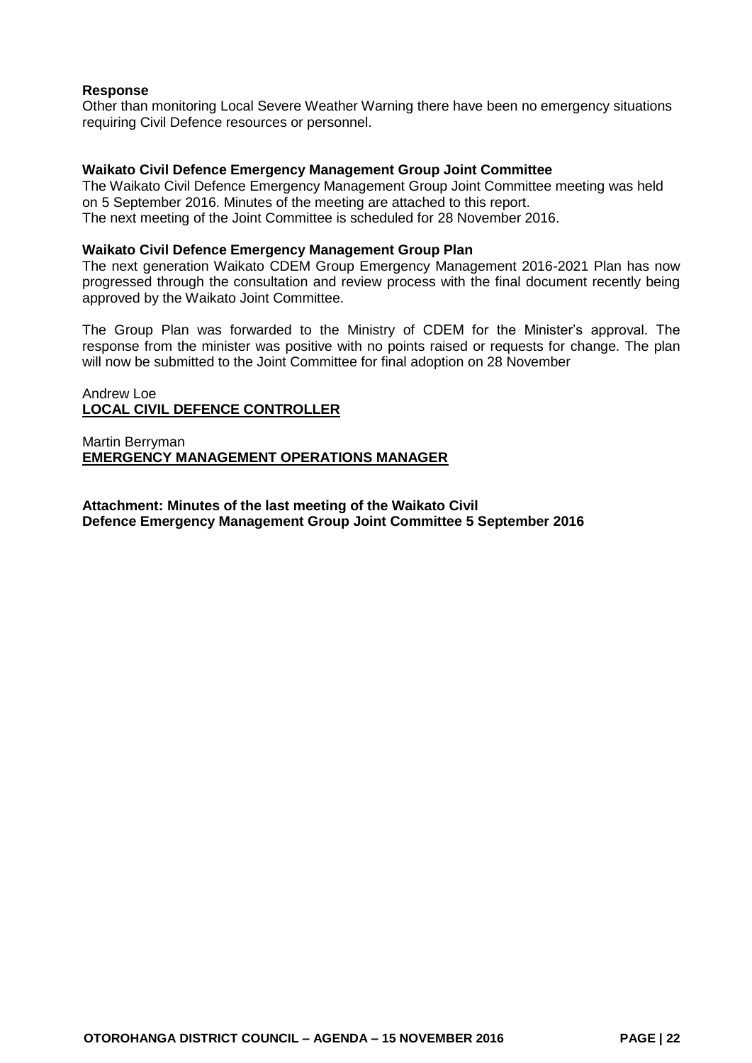**Response**

Other than monitoring Local Severe Weather Warning there have been no emergency situations requiring Civil Defence resources or personnel.

**Waikato Civil Defence Emergency Management Group Joint Committee**

The Waikato Civil Defence Emergency Management Group Joint Committee meeting was held on 5 September 2016. Minutes of the meeting are attached to this report.
The next meeting of the Joint Committee is scheduled for 28 November 2016.

**Waikato Civil Defence Emergency Management Group Plan**

The next generation Waikato CDEM Group Emergency Management 2016-2021 Plan has now progressed through the consultation and review process with the final document recently being approved by the Waikato Joint Committee.

The Group Plan was forwarded to the Ministry of CDEM for the Minister's approval. The response from the minister was positive with no points raised or requests for change. The plan will now be submitted to the Joint Committee for final adoption on 28 November

Andrew Loe
**LOCAL CIVIL DEFENCE CONTROLLER**

Martin Berryman
**EMERGENCY MANAGEMENT OPERATIONS MANAGER**

**Attachment: Minutes of the last meeting of the Waikato Civil Defence Emergency Management Group Joint Committee 5 September 2016**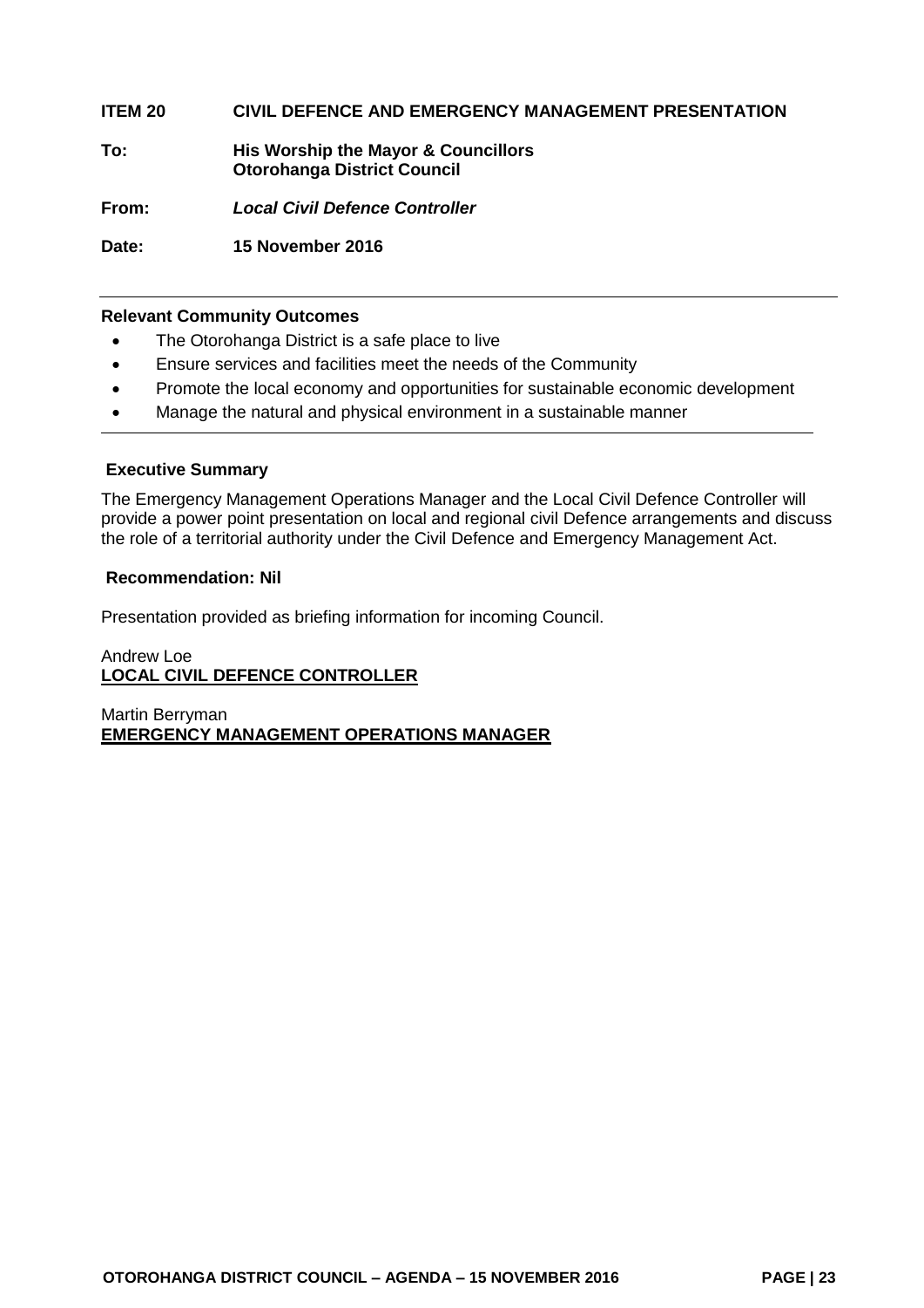**ITEM 20 CIVIL DEFENCE AND EMERGENCY MANAGEMENT PRESENTATION**

**To:** **His Worship the Mayor & Councillors**
**Otorohanga District Council**

**From:** ***Local Civil Defence Controller***

**Date:** **15 November 2016**

---

**Relevant Community Outcomes**

- The Otorohanga District is a safe place to live
- Ensure services and facilities meet the needs of the Community
- Promote the local economy and opportunities for sustainable economic development
- Manage the natural and physical environment in a sustainable manner

---

**Executive Summary**

The Emergency Management Operations Manager and the Local Civil Defence Controller will provide a power point presentation on local and regional civil Defence arrangements and discuss the role of a territorial authority under the Civil Defence and Emergency Management Act.

**Recommendation: Nil**

Presentation provided as briefing information for incoming Council.

Andrew Loe
**LOCAL CIVIL DEFENCE CONTROLLER**

Martin Berryman
**EMERGENCY MANAGEMENT OPERATIONS MANAGER**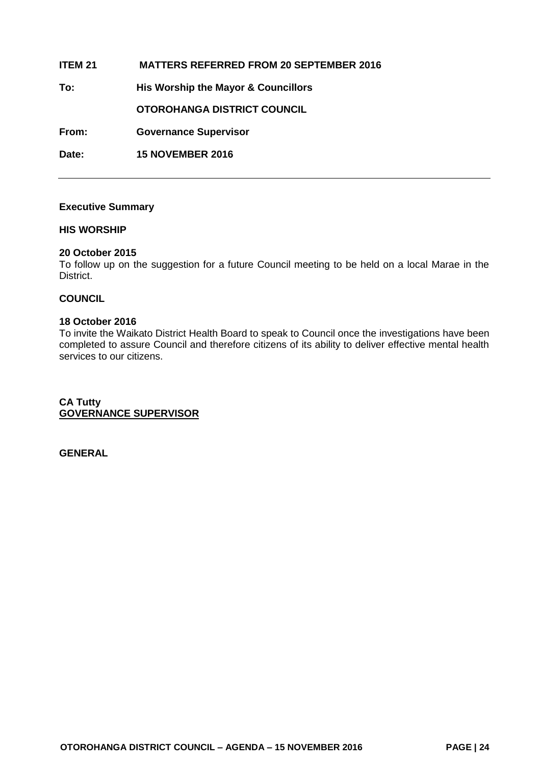**ITEM 21 MATTERS REFERRED FROM 20 SEPTEMBER 2016**

**To:** **His Worship the Mayor & Councillors**

**OTOROHANGA DISTRICT COUNCIL**

**From:** **Governance Supervisor**

**Date:** **15 NOVEMBER 2016**

---

**Executive Summary**

**HIS WORSHIP**

**20 October 2015**
To follow up on the suggestion for a future Council meeting to be held on a local Marae in the District.

**COUNCIL**

**18 October 2016**
To invite the Waikato District Health Board to speak to Council once the investigations have been completed to assure Council and therefore citizens of its ability to deliver effective mental health services to our citizens.

**CA Tutty**
**GOVERNANCE SUPERVISOR**

**GENERAL**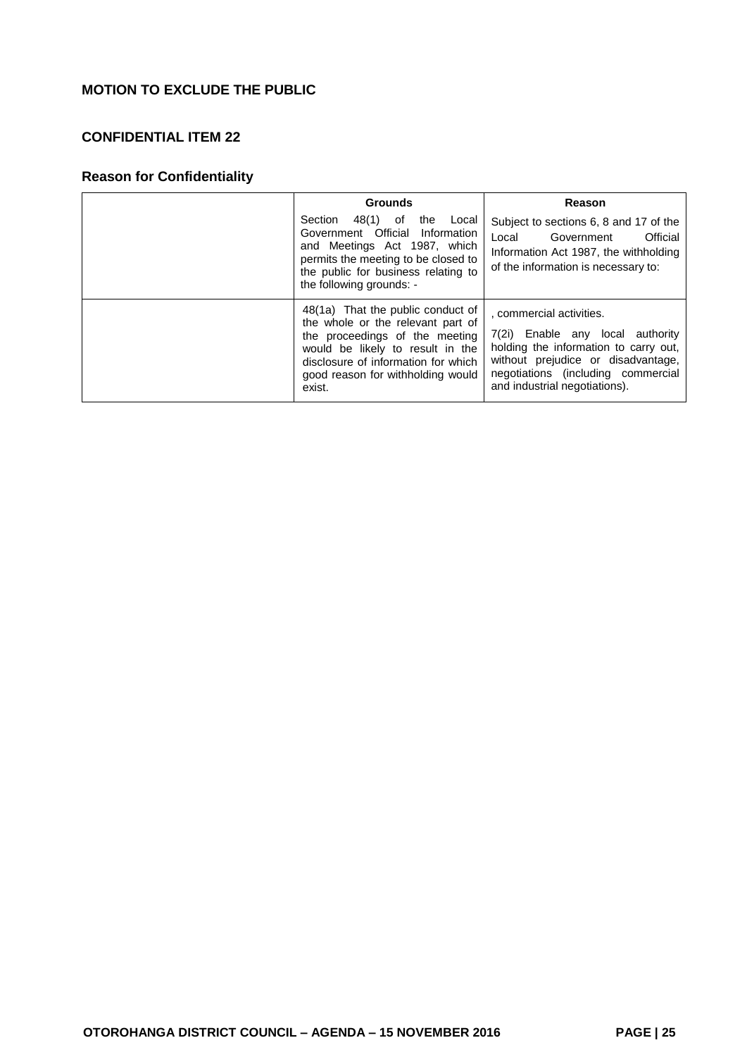**MOTION TO EXCLUDE THE PUBLIC**

**CONFIDENTIAL ITEM 22**

## Reason for Confidentiality

| | Grounds | Reason |
|---|---|---|
| | Section 48(1) of the Local Government Official Information and Meetings Act 1987, which permits the meeting to be closed to the public for business relating to the following grounds: - | Subject to sections 6, 8 and 17 of the Local Government Official Information Act 1987, the withholding of the information is necessary to: |
| | 48(1a) That the public conduct of the whole or the relevant part of the proceedings of the meeting would be likely to result in the disclosure of information for which good reason for withholding would exist. | , commercial activities.<br><br>7(2i) Enable any local authority holding the information to carry out, without prejudice or disadvantage, negotiations (including commercial and industrial negotiations). |